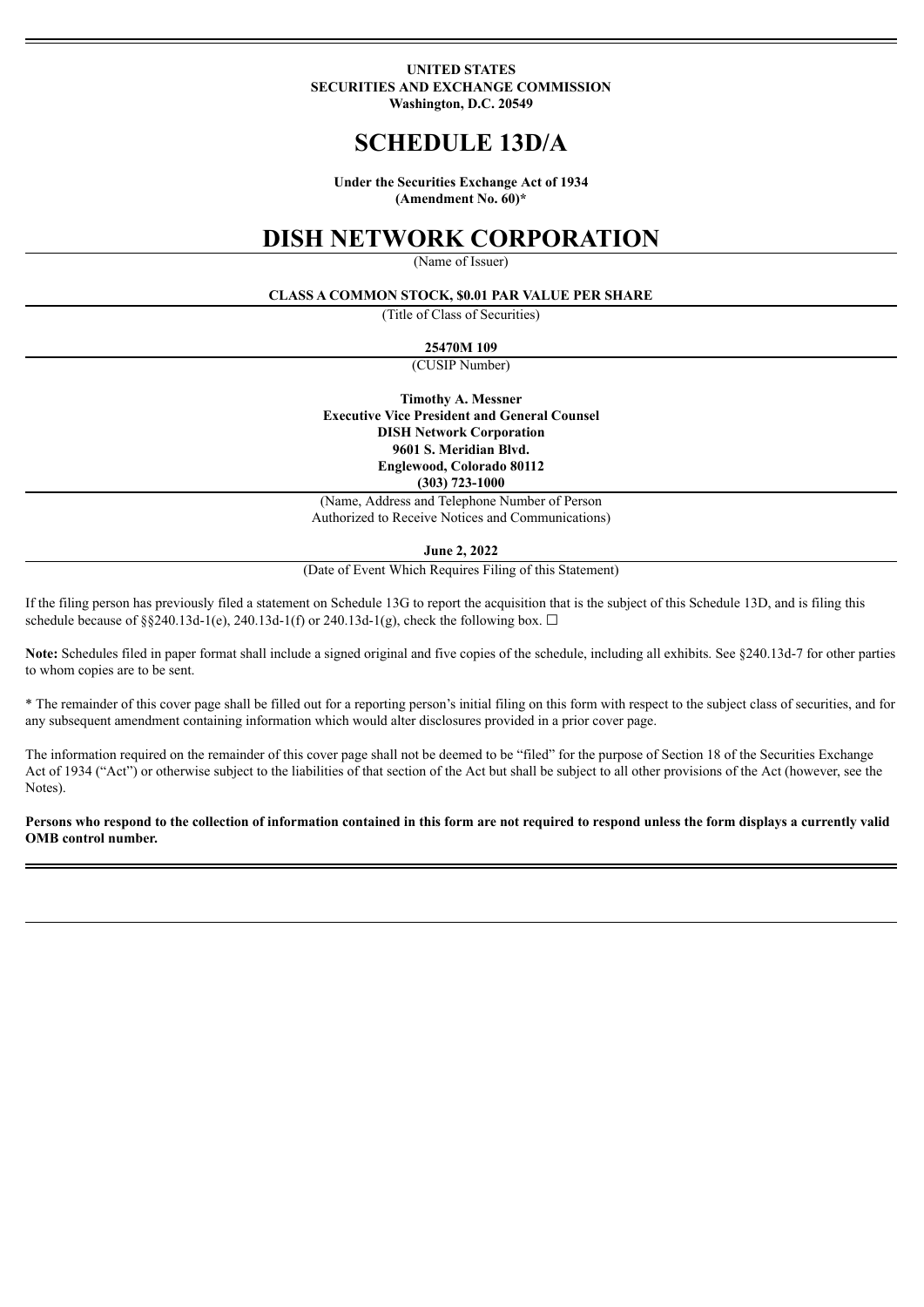**UNITED STATES**
**SECURITIES AND EXCHANGE COMMISSION**
**Washington, D.C. 20549**

# SCHEDULE 13D/A

**Under the Securities Exchange Act of 1934**
**(Amendment No. 60)***

# DISH NETWORK CORPORATION

(Name of Issuer)

**CLASS A COMMON STOCK, $0.01 PAR VALUE PER SHARE**

(Title of Class of Securities)

**25470M 109**

(CUSIP Number)

**Timothy A. Messner**
**Executive Vice President and General Counsel**
**DISH Network Corporation**
**9601 S. Meridian Blvd.**
**Englewood, Colorado 80112**
**(303) 723-1000**

(Name, Address and Telephone Number of Person Authorized to Receive Notices and Communications)

**June 2, 2022**

(Date of Event Which Requires Filing of this Statement)

If the filing person has previously filed a statement on Schedule 13G to report the acquisition that is the subject of this Schedule 13D, and is filing this schedule because of §§240.13d-1(e), 240.13d-1(f) or 240.13d-1(g), check the following box. ☐

**Note:** Schedules filed in paper format shall include a signed original and five copies of the schedule, including all exhibits. See §240.13d-7 for other parties to whom copies are to be sent.

* The remainder of this cover page shall be filled out for a reporting person's initial filing on this form with respect to the subject class of securities, and for any subsequent amendment containing information which would alter disclosures provided in a prior cover page.

The information required on the remainder of this cover page shall not be deemed to be "filed" for the purpose of Section 18 of the Securities Exchange Act of 1934 ("Act") or otherwise subject to the liabilities of that section of the Act but shall be subject to all other provisions of the Act (however, see the Notes).

**Persons who respond to the collection of information contained in this form are not required to respond unless the form displays a currently valid OMB control number.**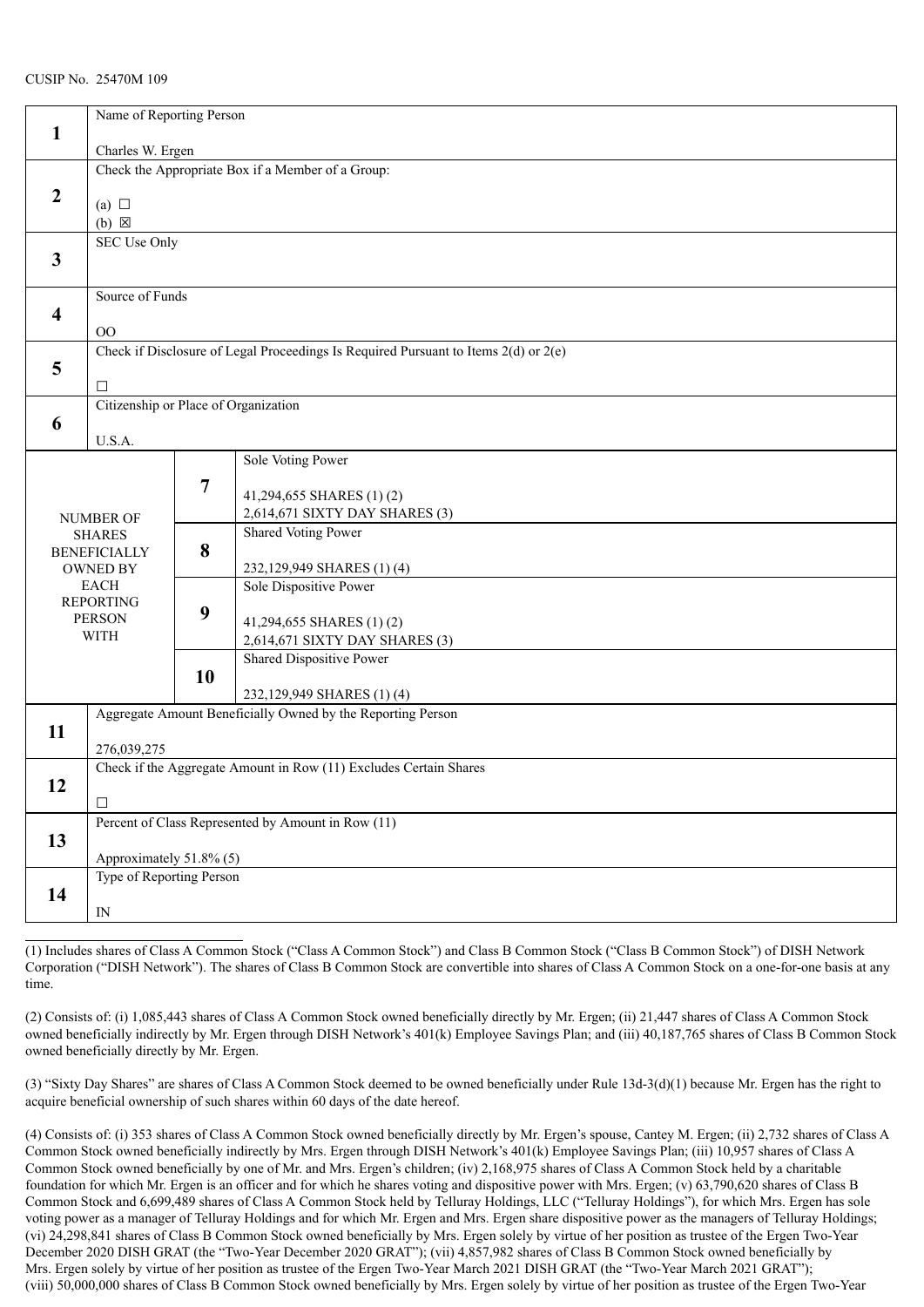CUSIP No. 25470M 109

| | | | |
|---|---|---|---|
| **1** | Name of Reporting Person<br><br>Charles W. Ergen | | |
| **2** | Check the Appropriate Box if a Member of a Group:<br><br>(a) ☐<br>(b) ☒ | | |
| **3** | SEC Use Only | | |
| **4** | Source of Funds<br><br>OO | | |
| **5** | Check if Disclosure of Legal Proceedings Is Required Pursuant to Items 2(d) or 2(e)<br><br>☐ | | |
| **6** | Citizenship or Place of Organization<br><br>U.S.A. | | |
| NUMBER OF SHARES BENEFICIALLY OWNED BY EACH REPORTING PERSON WITH | | **7** | Sole Voting Power<br><br>41,294,655 SHARES (1) (2)<br>2,614,671 SIXTY DAY SHARES (3) |
| | | **8** | Shared Voting Power<br><br>232,129,949 SHARES (1) (4) |
| | | **9** | Sole Dispositive Power<br><br>41,294,655 SHARES (1) (2)<br>2,614,671 SIXTY DAY SHARES (3) |
| | | **10** | Shared Dispositive Power<br><br>232,129,949 SHARES (1) (4) |
| **11** | Aggregate Amount Beneficially Owned by the Reporting Person<br><br>276,039,275 | | |
| **12** | Check if the Aggregate Amount in Row (11) Excludes Certain Shares<br><br>☐ | | |
| **13** | Percent of Class Represented by Amount in Row (11)<br><br>Approximately 51.8% (5) | | |
| **14** | Type of Reporting Person<br><br>IN | | |

(1) Includes shares of Class A Common Stock ("Class A Common Stock") and Class B Common Stock ("Class B Common Stock") of DISH Network Corporation ("DISH Network"). The shares of Class B Common Stock are convertible into shares of Class A Common Stock on a one-for-one basis at any time.

(2) Consists of: (i) 1,085,443 shares of Class A Common Stock owned beneficially directly by Mr. Ergen; (ii) 21,447 shares of Class A Common Stock owned beneficially indirectly by Mr. Ergen through DISH Network's 401(k) Employee Savings Plan; and (iii) 40,187,765 shares of Class B Common Stock owned beneficially directly by Mr. Ergen.

(3) "Sixty Day Shares" are shares of Class A Common Stock deemed to be owned beneficially under Rule 13d-3(d)(1) because Mr. Ergen has the right to acquire beneficial ownership of such shares within 60 days of the date hereof.

(4) Consists of: (i) 353 shares of Class A Common Stock owned beneficially directly by Mr. Ergen's spouse, Cantey M. Ergen; (ii) 2,732 shares of Class A Common Stock owned beneficially indirectly by Mrs. Ergen through DISH Network's 401(k) Employee Savings Plan; (iii) 10,957 shares of Class A Common Stock owned beneficially by one of Mr. and Mrs. Ergen's children; (iv) 2,168,975 shares of Class A Common Stock held by a charitable foundation for which Mr. Ergen is an officer and for which he shares voting and dispositive power with Mrs. Ergen; (v) 63,790,620 shares of Class B Common Stock and 6,699,489 shares of Class A Common Stock held by Telluray Holdings, LLC ("Telluray Holdings"), for which Mrs. Ergen has sole voting power as a manager of Telluray Holdings and for which Mr. Ergen and Mrs. Ergen share dispositive power as the managers of Telluray Holdings; (vi) 24,298,841 shares of Class B Common Stock owned beneficially by Mrs. Ergen solely by virtue of her position as trustee of the Ergen Two-Year December 2020 DISH GRAT (the "Two-Year December 2020 GRAT"); (vii) 4,857,982 shares of Class B Common Stock owned beneficially by Mrs. Ergen solely by virtue of her position as trustee of the Ergen Two-Year March 2021 DISH GRAT (the "Two-Year March 2021 GRAT"); (viii) 50,000,000 shares of Class B Common Stock owned beneficially by Mrs. Ergen solely by virtue of her position as trustee of the Ergen Two-Year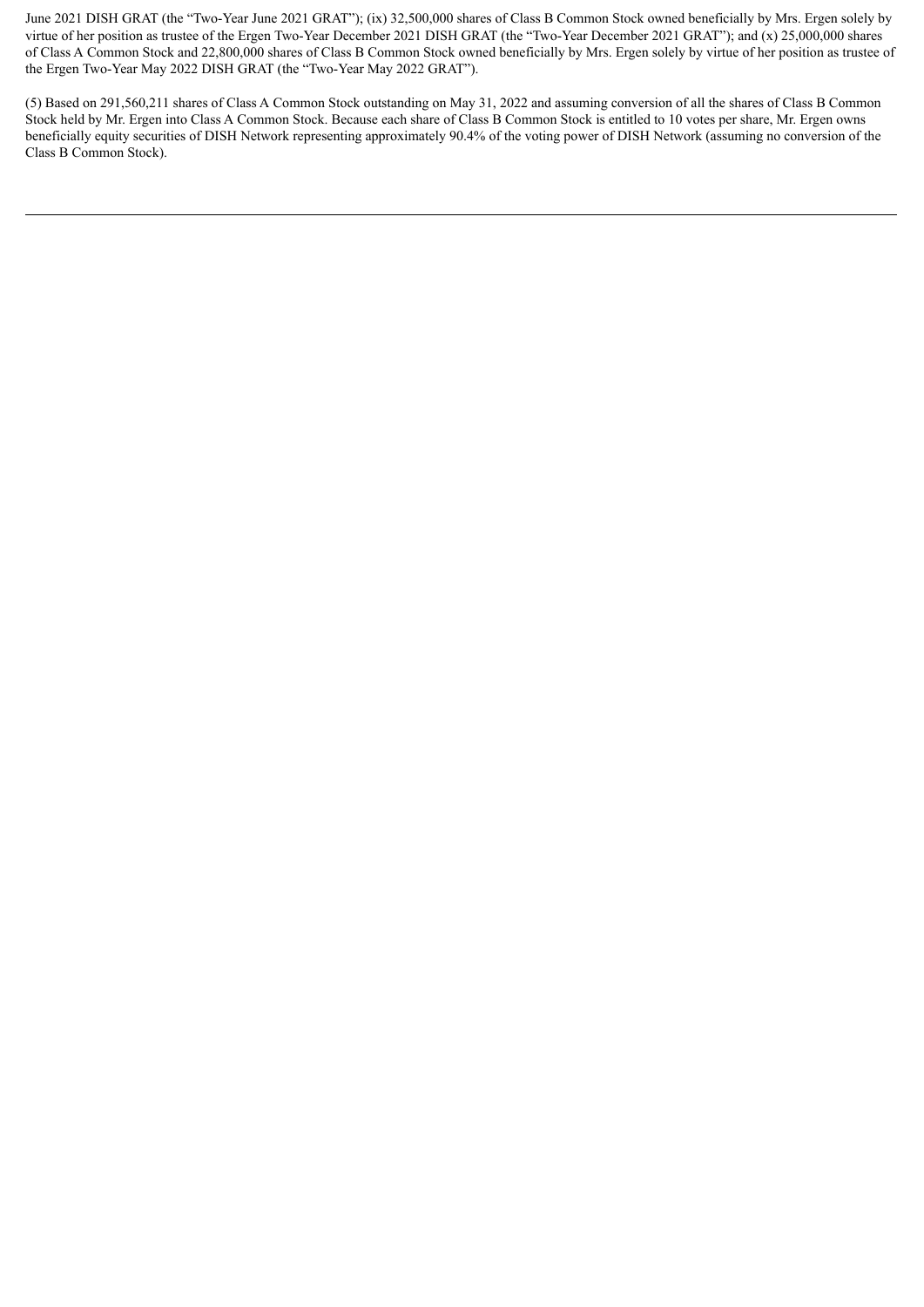June 2021 DISH GRAT (the "Two-Year June 2021 GRAT"); (ix) 32,500,000 shares of Class B Common Stock owned beneficially by Mrs. Ergen solely by virtue of her position as trustee of the Ergen Two-Year December 2021 DISH GRAT (the "Two-Year December 2021 GRAT"); and (x) 25,000,000 shares of Class A Common Stock and 22,800,000 shares of Class B Common Stock owned beneficially by Mrs. Ergen solely by virtue of her position as trustee of the Ergen Two-Year May 2022 DISH GRAT (the "Two-Year May 2022 GRAT").

(5) Based on 291,560,211 shares of Class A Common Stock outstanding on May 31, 2022 and assuming conversion of all the shares of Class B Common Stock held by Mr. Ergen into Class A Common Stock. Because each share of Class B Common Stock is entitled to 10 votes per share, Mr. Ergen owns beneficially equity securities of DISH Network representing approximately 90.4% of the voting power of DISH Network (assuming no conversion of the Class B Common Stock).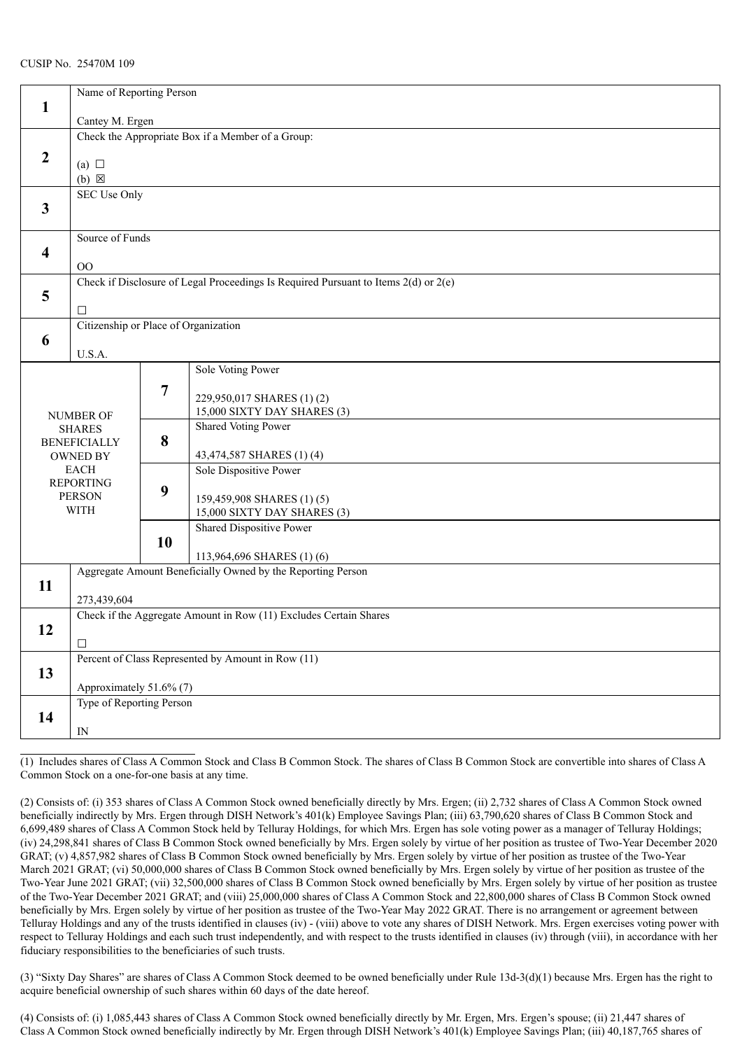CUSIP No. 25470M 109

| | | | |
|---|---|---|---|
| **1** | Name of Reporting Person<br><br>Cantey M. Ergen | | |
| **2** | Check the Appropriate Box if a Member of a Group:<br><br>(a) ☐<br>(b) ☒ | | |
| **3** | SEC Use Only | | |
| **4** | Source of Funds<br><br>OO | | |
| **5** | Check if Disclosure of Legal Proceedings Is Required Pursuant to Items 2(d) or 2(e)<br><br>☐ | | |
| **6** | Citizenship or Place of Organization<br><br>U.S.A. | | |
| NUMBER OF SHARES BENEFICIALLY OWNED BY EACH REPORTING PERSON WITH | | **7** | Sole Voting Power<br><br>229,950,017 SHARES (1) (2)<br>15,000 SIXTY DAY SHARES (3) |
| | | **8** | Shared Voting Power<br><br>43,474,587 SHARES (1) (4) |
| | | **9** | Sole Dispositive Power<br><br>159,459,908 SHARES (1) (5)<br>15,000 SIXTY DAY SHARES (3) |
| | | **10** | Shared Dispositive Power<br><br>113,964,696 SHARES (1) (6) |
| **11** | Aggregate Amount Beneficially Owned by the Reporting Person<br><br>273,439,604 | | |
| **12** | Check if the Aggregate Amount in Row (11) Excludes Certain Shares<br><br>☐ | | |
| **13** | Percent of Class Represented by Amount in Row (11)<br><br>Approximately 51.6% (7) | | |
| **14** | Type of Reporting Person<br><br>IN | | |

(1) Includes shares of Class A Common Stock and Class B Common Stock. The shares of Class B Common Stock are convertible into shares of Class A Common Stock on a one-for-one basis at any time.

(2) Consists of: (i) 353 shares of Class A Common Stock owned beneficially directly by Mrs. Ergen; (ii) 2,732 shares of Class A Common Stock owned beneficially indirectly by Mrs. Ergen through DISH Network's 401(k) Employee Savings Plan; (iii) 63,790,620 shares of Class B Common Stock and 6,699,489 shares of Class A Common Stock held by Telluray Holdings, for which Mrs. Ergen has sole voting power as a manager of Telluray Holdings; (iv) 24,298,841 shares of Class B Common Stock owned beneficially by Mrs. Ergen solely by virtue of her position as trustee of Two-Year December 2020 GRAT; (v) 4,857,982 shares of Class B Common Stock owned beneficially by Mrs. Ergen solely by virtue of her position as trustee of the Two-Year March 2021 GRAT; (vi) 50,000,000 shares of Class B Common Stock owned beneficially by Mrs. Ergen solely by virtue of her position as trustee of the Two-Year June 2021 GRAT; (vii) 32,500,000 shares of Class B Common Stock owned beneficially by Mrs. Ergen solely by virtue of her position as trustee of the Two-Year December 2021 GRAT; and (viii) 25,000,000 shares of Class A Common Stock and 22,800,000 shares of Class B Common Stock owned beneficially by Mrs. Ergen solely by virtue of her position as trustee of the Two-Year May 2022 GRAT. There is no arrangement or agreement between Telluray Holdings and any of the trusts identified in clauses (iv) - (viii) above to vote any shares of DISH Network. Mrs. Ergen exercises voting power with respect to Telluray Holdings and each such trust independently, and with respect to the trusts identified in clauses (iv) through (viii), in accordance with her fiduciary responsibilities to the beneficiaries of such trusts.

(3) "Sixty Day Shares" are shares of Class A Common Stock deemed to be owned beneficially under Rule 13d-3(d)(1) because Mrs. Ergen has the right to acquire beneficial ownership of such shares within 60 days of the date hereof.

(4) Consists of: (i) 1,085,443 shares of Class A Common Stock owned beneficially directly by Mr. Ergen, Mrs. Ergen's spouse; (ii) 21,447 shares of Class A Common Stock owned beneficially indirectly by Mr. Ergen through DISH Network's 401(k) Employee Savings Plan; (iii) 40,187,765 shares of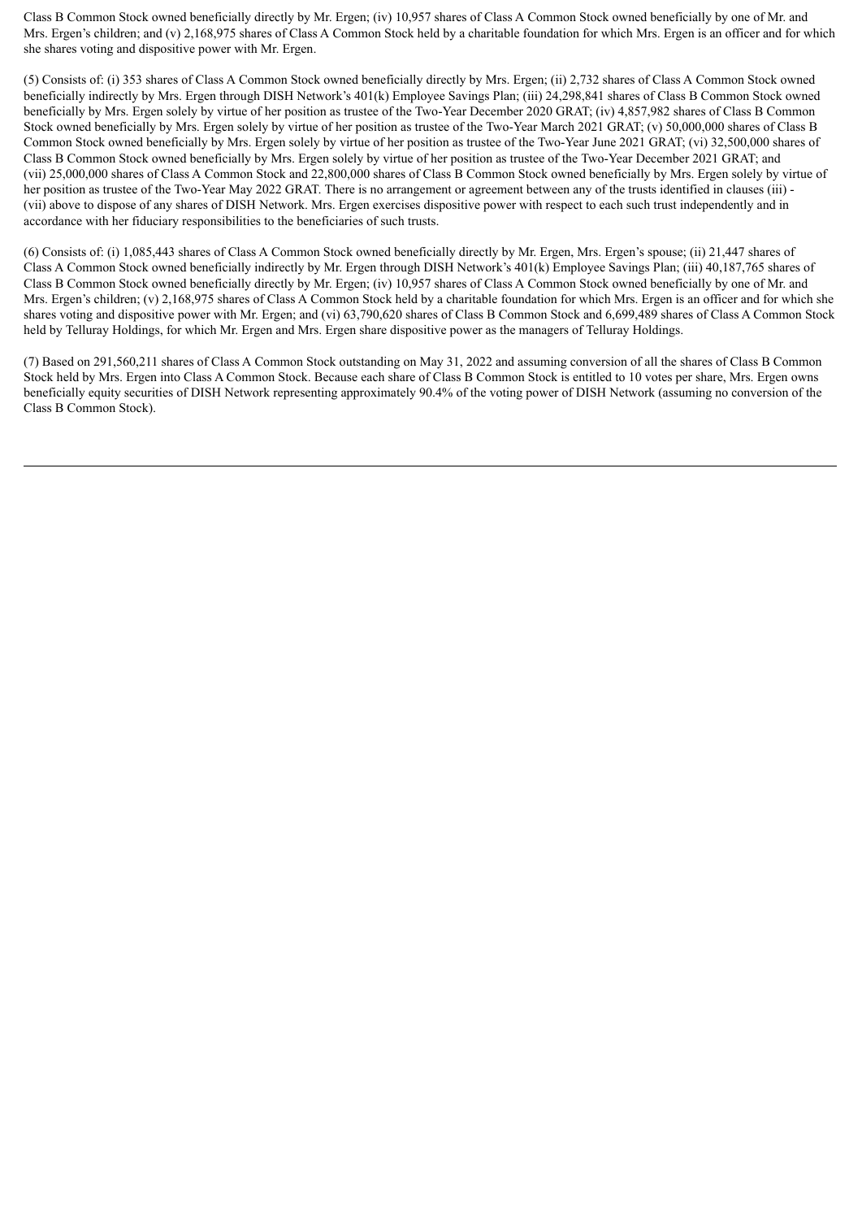Class B Common Stock owned beneficially directly by Mr. Ergen; (iv) 10,957 shares of Class A Common Stock owned beneficially by one of Mr. and Mrs. Ergen's children; and (v) 2,168,975 shares of Class A Common Stock held by a charitable foundation for which Mrs. Ergen is an officer and for which she shares voting and dispositive power with Mr. Ergen.

(5) Consists of: (i) 353 shares of Class A Common Stock owned beneficially directly by Mrs. Ergen; (ii) 2,732 shares of Class A Common Stock owned beneficially indirectly by Mrs. Ergen through DISH Network's 401(k) Employee Savings Plan; (iii) 24,298,841 shares of Class B Common Stock owned beneficially by Mrs. Ergen solely by virtue of her position as trustee of the Two-Year December 2020 GRAT; (iv) 4,857,982 shares of Class B Common Stock owned beneficially by Mrs. Ergen solely by virtue of her position as trustee of the Two-Year March 2021 GRAT; (v) 50,000,000 shares of Class B Common Stock owned beneficially by Mrs. Ergen solely by virtue of her position as trustee of the Two-Year June 2021 GRAT; (vi) 32,500,000 shares of Class B Common Stock owned beneficially by Mrs. Ergen solely by virtue of her position as trustee of the Two-Year December 2021 GRAT; and (vii) 25,000,000 shares of Class A Common Stock and 22,800,000 shares of Class B Common Stock owned beneficially by Mrs. Ergen solely by virtue of her position as trustee of the Two-Year May 2022 GRAT. There is no arrangement or agreement between any of the trusts identified in clauses (iii) - (vii) above to dispose of any shares of DISH Network. Mrs. Ergen exercises dispositive power with respect to each such trust independently and in accordance with her fiduciary responsibilities to the beneficiaries of such trusts.

(6) Consists of: (i) 1,085,443 shares of Class A Common Stock owned beneficially directly by Mr. Ergen, Mrs. Ergen's spouse; (ii) 21,447 shares of Class A Common Stock owned beneficially indirectly by Mr. Ergen through DISH Network's 401(k) Employee Savings Plan; (iii) 40,187,765 shares of Class B Common Stock owned beneficially directly by Mr. Ergen; (iv) 10,957 shares of Class A Common Stock owned beneficially by one of Mr. and Mrs. Ergen's children; (v) 2,168,975 shares of Class A Common Stock held by a charitable foundation for which Mrs. Ergen is an officer and for which she shares voting and dispositive power with Mr. Ergen; and (vi) 63,790,620 shares of Class B Common Stock and 6,699,489 shares of Class A Common Stock held by Telluray Holdings, for which Mr. Ergen and Mrs. Ergen share dispositive power as the managers of Telluray Holdings.

(7) Based on 291,560,211 shares of Class A Common Stock outstanding on May 31, 2022 and assuming conversion of all the shares of Class B Common Stock held by Mrs. Ergen into Class A Common Stock. Because each share of Class B Common Stock is entitled to 10 votes per share, Mrs. Ergen owns beneficially equity securities of DISH Network representing approximately 90.4% of the voting power of DISH Network (assuming no conversion of the Class B Common Stock).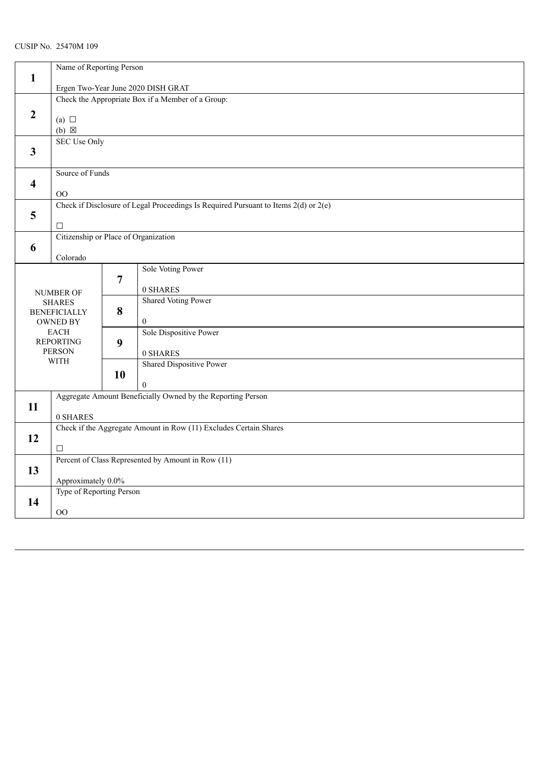CUSIP No. 25470M 109

| | | | |
|---|---|---|---|
| **1** | Name of Reporting Person<br><br>Ergen Two-Year June 2020 DISH GRAT | | |
| **2** | Check the Appropriate Box if a Member of a Group:<br><br>(a) ☐<br>(b) ☒ | | |
| **3** | SEC Use Only | | |
| **4** | Source of Funds<br><br>OO | | |
| **5** | Check if Disclosure of Legal Proceedings Is Required Pursuant to Items 2(d) or 2(e)<br><br>☐ | | |
| **6** | Citizenship or Place of Organization<br><br>Colorado | | |
| NUMBER OF SHARES BENEFICIALLY OWNED BY EACH REPORTING PERSON WITH | | **7** | Sole Voting Power<br><br>0 SHARES |
| | | **8** | Shared Voting Power<br><br>0 |
| | | **9** | Sole Dispositive Power<br><br>0 SHARES |
| | | **10** | Shared Dispositive Power<br><br>0 |
| **11** | Aggregate Amount Beneficially Owned by the Reporting Person<br><br>0 SHARES | | |
| **12** | Check if the Aggregate Amount in Row (11) Excludes Certain Shares<br><br>☐ | | |
| **13** | Percent of Class Represented by Amount in Row (11)<br><br>Approximately 0.0% | | |
| **14** | Type of Reporting Person<br><br>OO | | |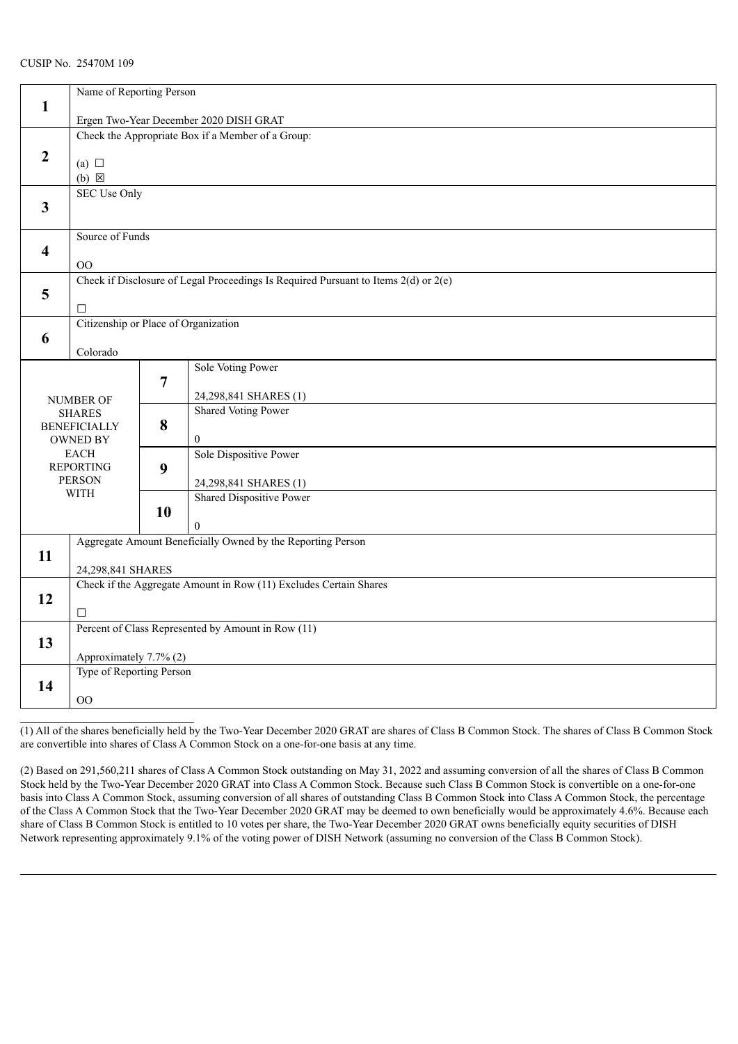CUSIP No. 25470M 109

| | | | |
|---|---|---|---|
| **1** | Name of Reporting Person<br><br>Ergen Two-Year December 2020 DISH GRAT | | |
| **2** | Check the Appropriate Box if a Member of a Group:<br><br>(a) ☐<br>(b) ☒ | | |
| **3** | SEC Use Only | | |
| **4** | Source of Funds<br><br>OO | | |
| **5** | Check if Disclosure of Legal Proceedings Is Required Pursuant to Items 2(d) or 2(e)<br><br>☐ | | |
| **6** | Citizenship or Place of Organization<br><br>Colorado | | |
| NUMBER OF SHARES BENEFICIALLY OWNED BY EACH REPORTING PERSON WITH | | **7** | Sole Voting Power<br><br>24,298,841 SHARES (1) |
| | | **8** | Shared Voting Power<br><br>0 |
| | | **9** | Sole Dispositive Power<br><br>24,298,841 SHARES (1) |
| | | **10** | Shared Dispositive Power<br><br>0 |
| **11** | Aggregate Amount Beneficially Owned by the Reporting Person<br><br>24,298,841 SHARES | | |
| **12** | Check if the Aggregate Amount in Row (11) Excludes Certain Shares<br><br>☐ | | |
| **13** | Percent of Class Represented by Amount in Row (11)<br><br>Approximately 7.7% (2) | | |
| **14** | Type of Reporting Person<br><br>OO | | |

(1) All of the shares beneficially held by the Two-Year December 2020 GRAT are shares of Class B Common Stock. The shares of Class B Common Stock are convertible into shares of Class A Common Stock on a one-for-one basis at any time.

(2) Based on 291,560,211 shares of Class A Common Stock outstanding on May 31, 2022 and assuming conversion of all the shares of Class B Common Stock held by the Two-Year December 2020 GRAT into Class A Common Stock. Because such Class B Common Stock is convertible on a one-for-one basis into Class A Common Stock, assuming conversion of all shares of outstanding Class B Common Stock into Class A Common Stock, the percentage of the Class A Common Stock that the Two-Year December 2020 GRAT may be deemed to own beneficially would be approximately 4.6%. Because each share of Class B Common Stock is entitled to 10 votes per share, the Two-Year December 2020 GRAT owns beneficially equity securities of DISH Network representing approximately 9.1% of the voting power of DISH Network (assuming no conversion of the Class B Common Stock).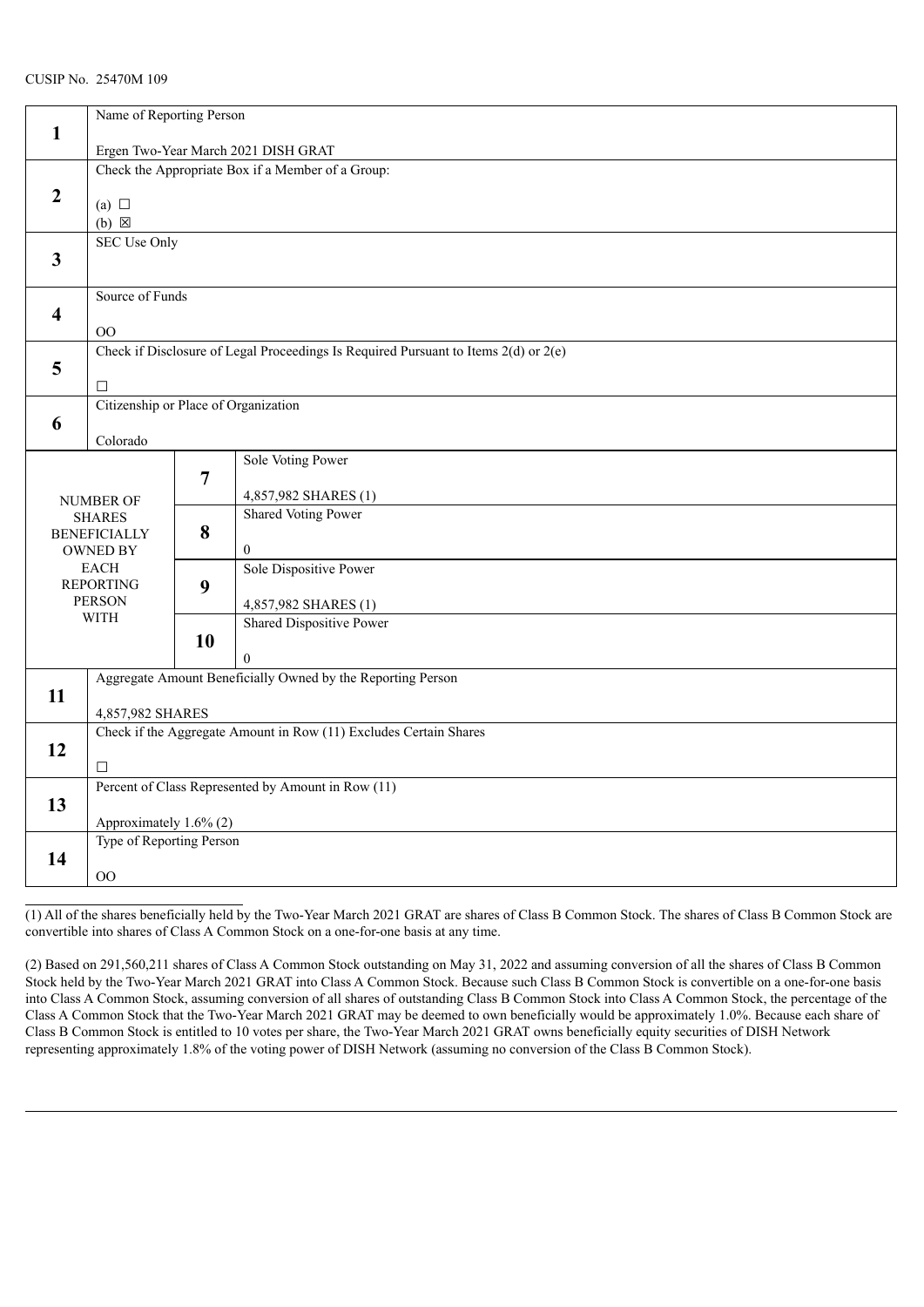CUSIP No. 25470M 109

| | | | |
|---|---|---|---|
| **1** | Name of Reporting Person<br><br>Ergen Two-Year March 2021 DISH GRAT | | |
| **2** | Check the Appropriate Box if a Member of a Group:<br><br>(a) ☐<br>(b) ☒ | | |
| **3** | SEC Use Only | | |
| **4** | Source of Funds<br><br>OO | | |
| **5** | Check if Disclosure of Legal Proceedings Is Required Pursuant to Items 2(d) or 2(e)<br><br>☐ | | |
| **6** | Citizenship or Place of Organization<br><br>Colorado | | |
| NUMBER OF SHARES BENEFICIALLY OWNED BY EACH REPORTING PERSON WITH | | **7** | Sole Voting Power<br><br>4,857,982 SHARES (1) |
| | | **8** | Shared Voting Power<br><br>0 |
| | | **9** | Sole Dispositive Power<br><br>4,857,982 SHARES (1) |
| | | **10** | Shared Dispositive Power<br><br>0 |
| **11** | Aggregate Amount Beneficially Owned by the Reporting Person<br><br>4,857,982 SHARES | | |
| **12** | Check if the Aggregate Amount in Row (11) Excludes Certain Shares<br><br>☐ | | |
| **13** | Percent of Class Represented by Amount in Row (11)<br><br>Approximately 1.6% (2) | | |
| **14** | Type of Reporting Person<br><br>OO | | |

(1) All of the shares beneficially held by the Two-Year March 2021 GRAT are shares of Class B Common Stock. The shares of Class B Common Stock are convertible into shares of Class A Common Stock on a one-for-one basis at any time.

(2) Based on 291,560,211 shares of Class A Common Stock outstanding on May 31, 2022 and assuming conversion of all the shares of Class B Common Stock held by the Two-Year March 2021 GRAT into Class A Common Stock. Because such Class B Common Stock is convertible on a one-for-one basis into Class A Common Stock, assuming conversion of all shares of outstanding Class B Common Stock into Class A Common Stock, the percentage of the Class A Common Stock that the Two-Year March 2021 GRAT may be deemed to own beneficially would be approximately 1.0%. Because each share of Class B Common Stock is entitled to 10 votes per share, the Two-Year March 2021 GRAT owns beneficially equity securities of DISH Network representing approximately 1.8% of the voting power of DISH Network (assuming no conversion of the Class B Common Stock).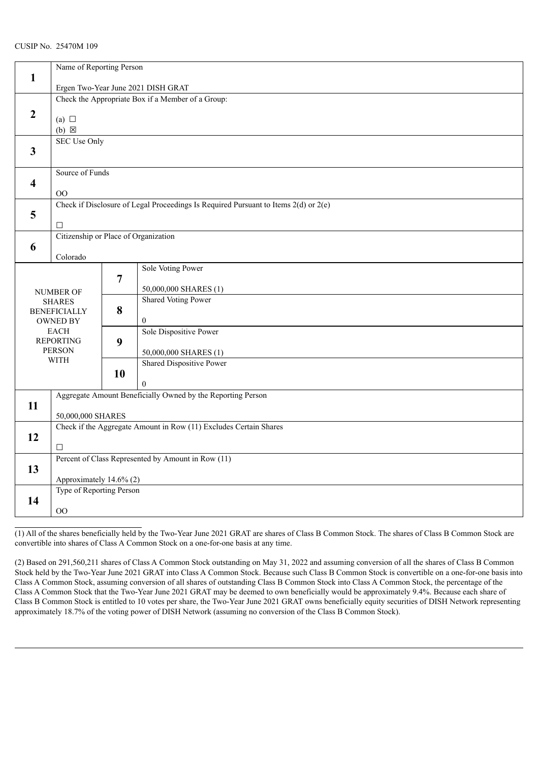CUSIP No. 25470M 109

| | | | |
|---|---|---|---|
| **1** | Name of Reporting Person<br><br>Ergen Two-Year June 2021 DISH GRAT | | |
| **2** | Check the Appropriate Box if a Member of a Group:<br><br>(a) ☐<br>(b) ☒ | | |
| **3** | SEC Use Only | | |
| **4** | Source of Funds<br><br>OO | | |
| **5** | Check if Disclosure of Legal Proceedings Is Required Pursuant to Items 2(d) or 2(e)<br><br>☐ | | |
| **6** | Citizenship or Place of Organization<br><br>Colorado | | |
| NUMBER OF SHARES BENEFICIALLY OWNED BY EACH REPORTING PERSON WITH | | **7** | Sole Voting Power<br><br>50,000,000 SHARES (1) |
| | | **8** | Shared Voting Power<br><br>0 |
| | | **9** | Sole Dispositive Power<br><br>50,000,000 SHARES (1) |
| | | **10** | Shared Dispositive Power<br><br>0 |
| **11** | Aggregate Amount Beneficially Owned by the Reporting Person<br><br>50,000,000 SHARES | | |
| **12** | Check if the Aggregate Amount in Row (11) Excludes Certain Shares<br><br>☐ | | |
| **13** | Percent of Class Represented by Amount in Row (11)<br><br>Approximately 14.6% (2) | | |
| **14** | Type of Reporting Person<br><br>OO | | |

(1) All of the shares beneficially held by the Two-Year June 2021 GRAT are shares of Class B Common Stock. The shares of Class B Common Stock are convertible into shares of Class A Common Stock on a one-for-one basis at any time.

(2) Based on 291,560,211 shares of Class A Common Stock outstanding on May 31, 2022 and assuming conversion of all the shares of Class B Common Stock held by the Two-Year June 2021 GRAT into Class A Common Stock. Because such Class B Common Stock is convertible on a one-for-one basis into Class A Common Stock, assuming conversion of all shares of outstanding Class B Common Stock into Class A Common Stock, the percentage of the Class A Common Stock that the Two-Year June 2021 GRAT may be deemed to own beneficially would be approximately 9.4%. Because each share of Class B Common Stock is entitled to 10 votes per share, the Two-Year June 2021 GRAT owns beneficially equity securities of DISH Network representing approximately 18.7% of the voting power of DISH Network (assuming no conversion of the Class B Common Stock).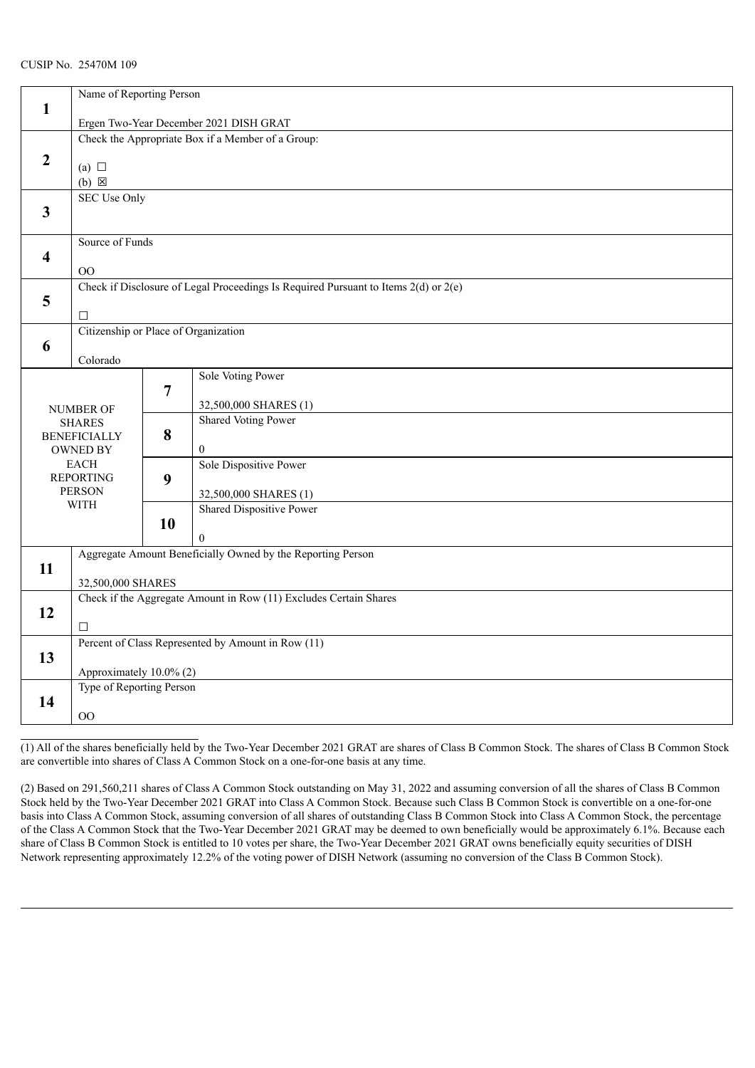CUSIP No. 25470M 109

| | | | |
|---|---|---|---|
| **1** | Name of Reporting Person<br><br>Ergen Two-Year December 2021 DISH GRAT | | |
| **2** | Check the Appropriate Box if a Member of a Group:<br><br>(a) ☐<br>(b) ☒ | | |
| **3** | SEC Use Only | | |
| **4** | Source of Funds<br><br>OO | | |
| **5** | Check if Disclosure of Legal Proceedings Is Required Pursuant to Items 2(d) or 2(e)<br><br>☐ | | |
| **6** | Citizenship or Place of Organization<br><br>Colorado | | |
| NUMBER OF SHARES BENEFICIALLY OWNED BY EACH REPORTING PERSON WITH | | **7** | Sole Voting Power<br><br>32,500,000 SHARES (1) |
| | | **8** | Shared Voting Power<br><br>0 |
| | | **9** | Sole Dispositive Power<br><br>32,500,000 SHARES (1) |
| | | **10** | Shared Dispositive Power<br><br>0 |
| **11** | Aggregate Amount Beneficially Owned by the Reporting Person<br><br>32,500,000 SHARES | | |
| **12** | Check if the Aggregate Amount in Row (11) Excludes Certain Shares<br><br>☐ | | |
| **13** | Percent of Class Represented by Amount in Row (11)<br><br>Approximately 10.0% (2) | | |
| **14** | Type of Reporting Person<br><br>OO | | |

(1) All of the shares beneficially held by the Two-Year December 2021 GRAT are shares of Class B Common Stock. The shares of Class B Common Stock are convertible into shares of Class A Common Stock on a one-for-one basis at any time.

(2) Based on 291,560,211 shares of Class A Common Stock outstanding on May 31, 2022 and assuming conversion of all the shares of Class B Common Stock held by the Two-Year December 2021 GRAT into Class A Common Stock. Because such Class B Common Stock is convertible on a one-for-one basis into Class A Common Stock, assuming conversion of all shares of outstanding Class B Common Stock into Class A Common Stock, the percentage of the Class A Common Stock that the Two-Year December 2021 GRAT may be deemed to own beneficially would be approximately 6.1%. Because each share of Class B Common Stock is entitled to 10 votes per share, the Two-Year December 2021 GRAT owns beneficially equity securities of DISH Network representing approximately 12.2% of the voting power of DISH Network (assuming no conversion of the Class B Common Stock).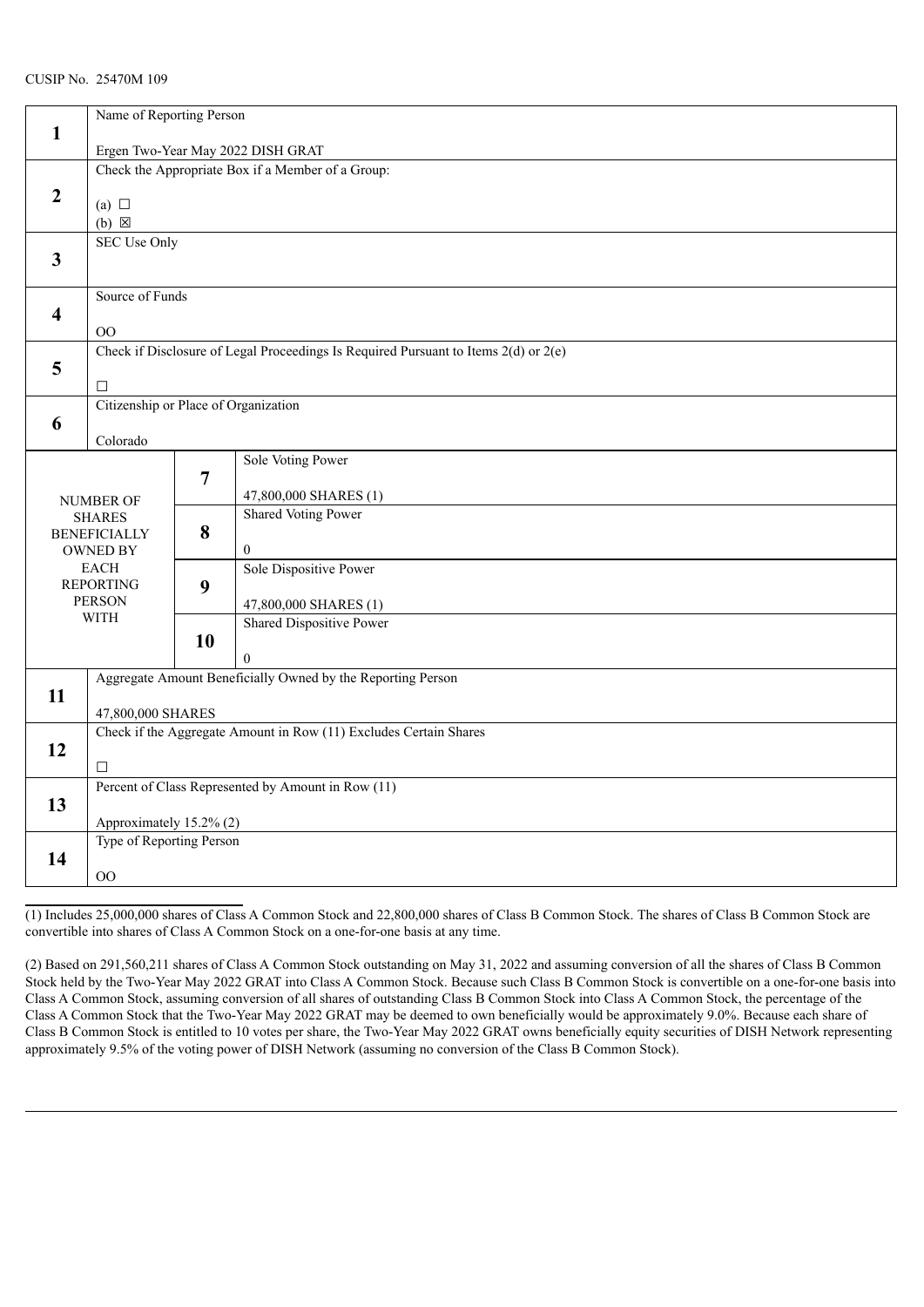CUSIP No. 25470M 109

| | | | |
|---|---|---|---|
| **1** | Name of Reporting Person<br><br>Ergen Two-Year May 2022 DISH GRAT | | |
| **2** | Check the Appropriate Box if a Member of a Group:<br><br>(a) ☐<br>(b) ☒ | | |
| **3** | SEC Use Only | | |
| **4** | Source of Funds<br><br>OO | | |
| **5** | Check if Disclosure of Legal Proceedings Is Required Pursuant to Items 2(d) or 2(e)<br><br>☐ | | |
| **6** | Citizenship or Place of Organization<br><br>Colorado | | |
| NUMBER OF SHARES BENEFICIALLY OWNED BY EACH REPORTING PERSON WITH | | **7** | Sole Voting Power<br><br>47,800,000 SHARES (1) |
| | | **8** | Shared Voting Power<br><br>0 |
| | | **9** | Sole Dispositive Power<br><br>47,800,000 SHARES (1) |
| | | **10** | Shared Dispositive Power<br><br>0 |
| **11** | Aggregate Amount Beneficially Owned by the Reporting Person<br><br>47,800,000 SHARES | | |
| **12** | Check if the Aggregate Amount in Row (11) Excludes Certain Shares<br><br>☐ | | |
| **13** | Percent of Class Represented by Amount in Row (11)<br><br>Approximately 15.2% (2) | | |
| **14** | Type of Reporting Person<br><br>OO | | |

(1) Includes 25,000,000 shares of Class A Common Stock and 22,800,000 shares of Class B Common Stock. The shares of Class B Common Stock are convertible into shares of Class A Common Stock on a one-for-one basis at any time.

(2) Based on 291,560,211 shares of Class A Common Stock outstanding on May 31, 2022 and assuming conversion of all the shares of Class B Common Stock held by the Two-Year May 2022 GRAT into Class A Common Stock. Because such Class B Common Stock is convertible on a one-for-one basis into Class A Common Stock, assuming conversion of all shares of outstanding Class B Common Stock into Class A Common Stock, the percentage of the Class A Common Stock that the Two-Year May 2022 GRAT may be deemed to own beneficially would be approximately 9.0%. Because each share of Class B Common Stock is entitled to 10 votes per share, the Two-Year May 2022 GRAT owns beneficially equity securities of DISH Network representing approximately 9.5% of the voting power of DISH Network (assuming no conversion of the Class B Common Stock).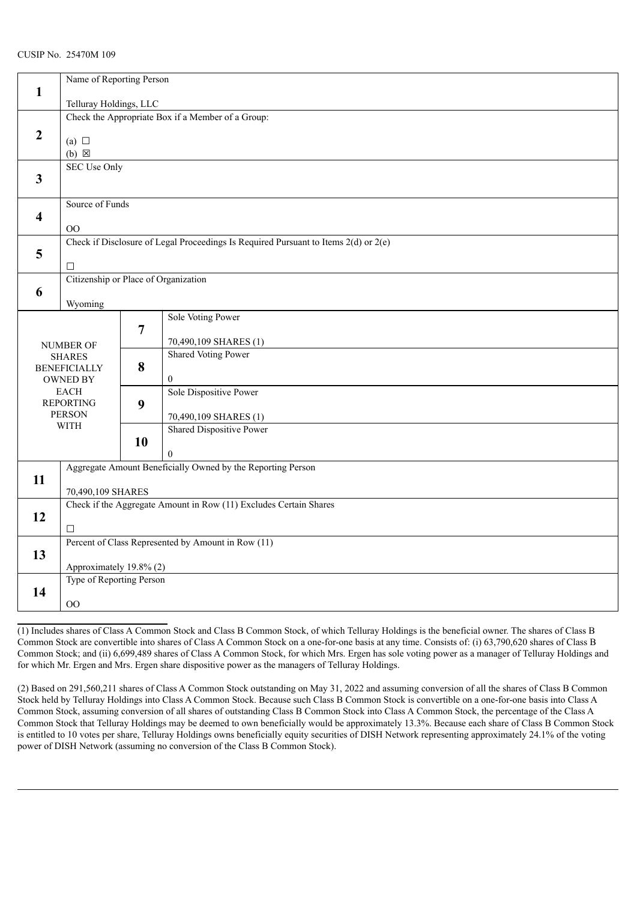CUSIP No. 25470M 109

| | | | |
|---|---|---|---|
| 1 | Name of Reporting Person<br><br>Telluray Holdings, LLC | | |
| 2 | Check the Appropriate Box if a Member of a Group:<br><br>(a) ☐<br>(b) ☒ | | |
| 3 | SEC Use Only | | |
| 4 | Source of Funds<br><br>OO | | |
| 5 | Check if Disclosure of Legal Proceedings Is Required Pursuant to Items 2(d) or 2(e)<br><br>☐ | | |
| 6 | Citizenship or Place of Organization<br><br>Wyoming | | |
| NUMBER OF SHARES BENEFICIALLY OWNED BY EACH REPORTING PERSON WITH | | 7 | Sole Voting Power<br><br>70,490,109 SHARES (1) |
| | | 8 | Shared Voting Power<br><br>0 |
| | | 9 | Sole Dispositive Power<br><br>70,490,109 SHARES (1) |
| | | 10 | Shared Dispositive Power<br><br>0 |
| 11 | Aggregate Amount Beneficially Owned by the Reporting Person<br><br>70,490,109 SHARES | | |
| 12 | Check if the Aggregate Amount in Row (11) Excludes Certain Shares<br><br>☐ | | |
| 13 | Percent of Class Represented by Amount in Row (11)<br><br>Approximately 19.8% (2) | | |
| 14 | Type of Reporting Person<br><br>OO | | |

(1) Includes shares of Class A Common Stock and Class B Common Stock, of which Telluray Holdings is the beneficial owner. The shares of Class B Common Stock are convertible into shares of Class A Common Stock on a one-for-one basis at any time. Consists of: (i) 63,790,620 shares of Class B Common Stock; and (ii) 6,699,489 shares of Class A Common Stock, for which Mrs. Ergen has sole voting power as a manager of Telluray Holdings and for which Mr. Ergen and Mrs. Ergen share dispositive power as the managers of Telluray Holdings.

(2) Based on 291,560,211 shares of Class A Common Stock outstanding on May 31, 2022 and assuming conversion of all the shares of Class B Common Stock held by Telluray Holdings into Class A Common Stock. Because such Class B Common Stock is convertible on a one-for-one basis into Class A Common Stock, assuming conversion of all shares of outstanding Class B Common Stock into Class A Common Stock, the percentage of the Class A Common Stock that Telluray Holdings may be deemed to own beneficially would be approximately 13.3%. Because each share of Class B Common Stock is entitled to 10 votes per share, Telluray Holdings owns beneficially equity securities of DISH Network representing approximately 24.1% of the voting power of DISH Network (assuming no conversion of the Class B Common Stock).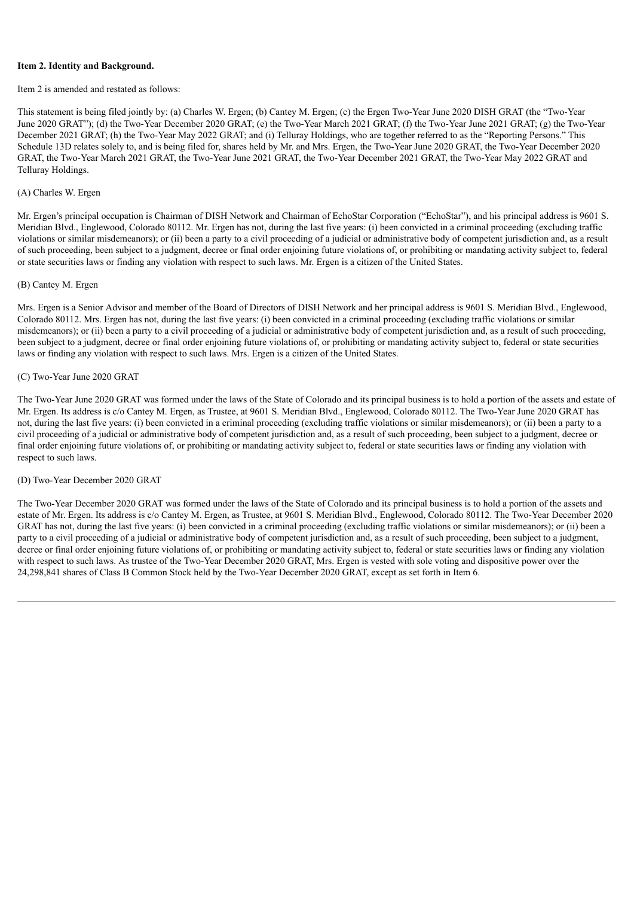**Item 2. Identity and Background.**

Item 2 is amended and restated as follows:

This statement is being filed jointly by: (a) Charles W. Ergen; (b) Cantey M. Ergen; (c) the Ergen Two-Year June 2020 DISH GRAT (the "Two-Year June 2020 GRAT"); (d) the Two-Year December 2020 GRAT; (e) the Two-Year March 2021 GRAT; (f) the Two-Year June 2021 GRAT; (g) the Two-Year December 2021 GRAT; (h) the Two-Year May 2022 GRAT; and (i) Telluray Holdings, who are together referred to as the "Reporting Persons." This Schedule 13D relates solely to, and is being filed for, shares held by Mr. and Mrs. Ergen, the Two-Year June 2020 GRAT, the Two-Year December 2020 GRAT, the Two-Year March 2021 GRAT, the Two-Year June 2021 GRAT, the Two-Year December 2021 GRAT, the Two-Year May 2022 GRAT and Telluray Holdings.

(A) Charles W. Ergen

Mr. Ergen's principal occupation is Chairman of DISH Network and Chairman of EchoStar Corporation ("EchoStar"), and his principal address is 9601 S. Meridian Blvd., Englewood, Colorado 80112. Mr. Ergen has not, during the last five years: (i) been convicted in a criminal proceeding (excluding traffic violations or similar misdemeanors); or (ii) been a party to a civil proceeding of a judicial or administrative body of competent jurisdiction and, as a result of such proceeding, been subject to a judgment, decree or final order enjoining future violations of, or prohibiting or mandating activity subject to, federal or state securities laws or finding any violation with respect to such laws. Mr. Ergen is a citizen of the United States.

(B) Cantey M. Ergen

Mrs. Ergen is a Senior Advisor and member of the Board of Directors of DISH Network and her principal address is 9601 S. Meridian Blvd., Englewood, Colorado 80112. Mrs. Ergen has not, during the last five years: (i) been convicted in a criminal proceeding (excluding traffic violations or similar misdemeanors); or (ii) been a party to a civil proceeding of a judicial or administrative body of competent jurisdiction and, as a result of such proceeding, been subject to a judgment, decree or final order enjoining future violations of, or prohibiting or mandating activity subject to, federal or state securities laws or finding any violation with respect to such laws. Mrs. Ergen is a citizen of the United States.

(C) Two-Year June 2020 GRAT

The Two-Year June 2020 GRAT was formed under the laws of the State of Colorado and its principal business is to hold a portion of the assets and estate of Mr. Ergen. Its address is c/o Cantey M. Ergen, as Trustee, at 9601 S. Meridian Blvd., Englewood, Colorado 80112. The Two-Year June 2020 GRAT has not, during the last five years: (i) been convicted in a criminal proceeding (excluding traffic violations or similar misdemeanors); or (ii) been a party to a civil proceeding of a judicial or administrative body of competent jurisdiction and, as a result of such proceeding, been subject to a judgment, decree or final order enjoining future violations of, or prohibiting or mandating activity subject to, federal or state securities laws or finding any violation with respect to such laws.

(D) Two-Year December 2020 GRAT

The Two-Year December 2020 GRAT was formed under the laws of the State of Colorado and its principal business is to hold a portion of the assets and estate of Mr. Ergen. Its address is c/o Cantey M. Ergen, as Trustee, at 9601 S. Meridian Blvd., Englewood, Colorado 80112. The Two-Year December 2020 GRAT has not, during the last five years: (i) been convicted in a criminal proceeding (excluding traffic violations or similar misdemeanors); or (ii) been a party to a civil proceeding of a judicial or administrative body of competent jurisdiction and, as a result of such proceeding, been subject to a judgment, decree or final order enjoining future violations of, or prohibiting or mandating activity subject to, federal or state securities laws or finding any violation with respect to such laws. As trustee of the Two-Year December 2020 GRAT, Mrs. Ergen is vested with sole voting and dispositive power over the 24,298,841 shares of Class B Common Stock held by the Two-Year December 2020 GRAT, except as set forth in Item 6.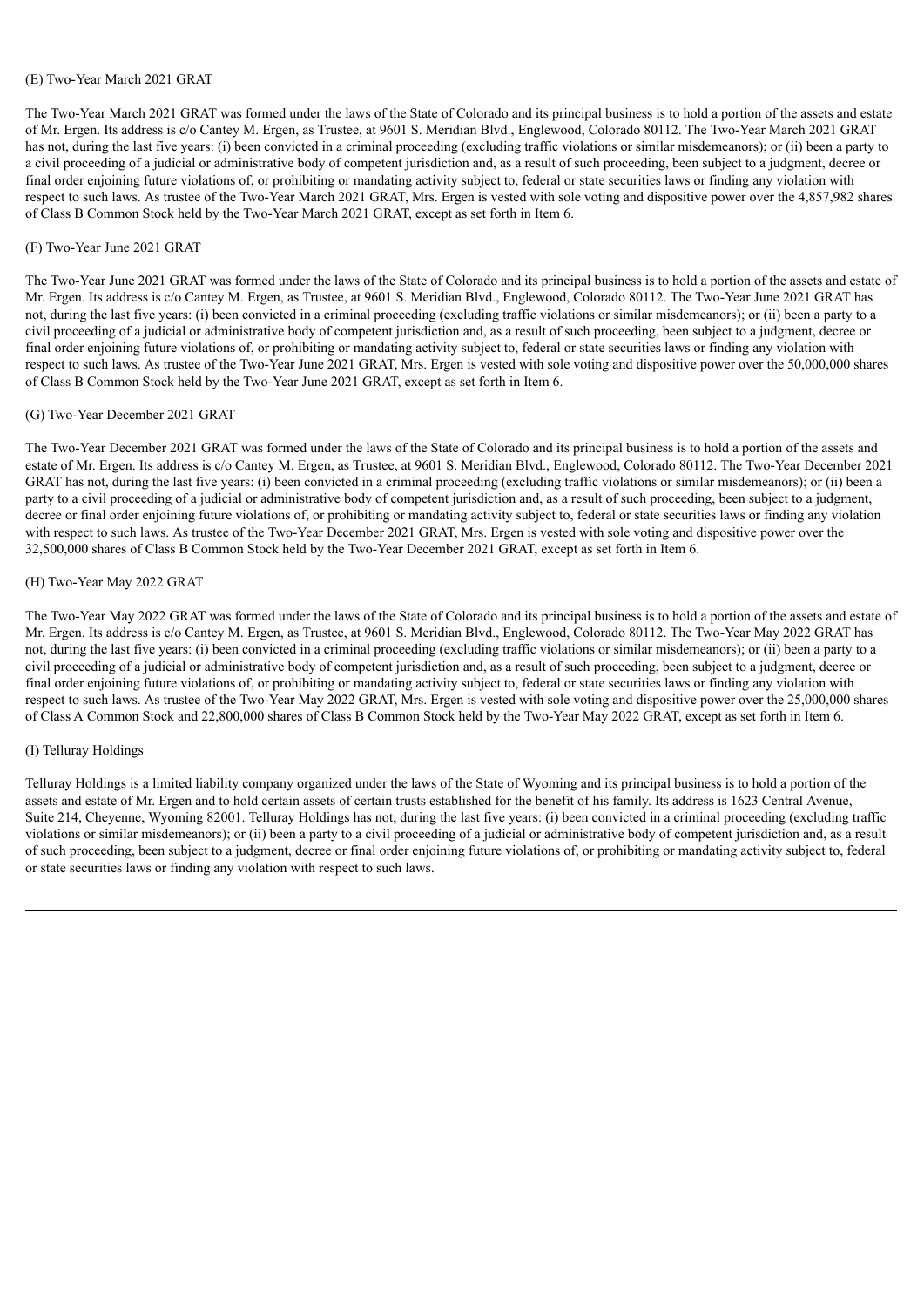(E) Two-Year March 2021 GRAT

The Two-Year March 2021 GRAT was formed under the laws of the State of Colorado and its principal business is to hold a portion of the assets and estate of Mr. Ergen. Its address is c/o Cantey M. Ergen, as Trustee, at 9601 S. Meridian Blvd., Englewood, Colorado 80112. The Two-Year March 2021 GRAT has not, during the last five years: (i) been convicted in a criminal proceeding (excluding traffic violations or similar misdemeanors); or (ii) been a party to a civil proceeding of a judicial or administrative body of competent jurisdiction and, as a result of such proceeding, been subject to a judgment, decree or final order enjoining future violations of, or prohibiting or mandating activity subject to, federal or state securities laws or finding any violation with respect to such laws. As trustee of the Two-Year March 2021 GRAT, Mrs. Ergen is vested with sole voting and dispositive power over the 4,857,982 shares of Class B Common Stock held by the Two-Year March 2021 GRAT, except as set forth in Item 6.

(F) Two-Year June 2021 GRAT

The Two-Year June 2021 GRAT was formed under the laws of the State of Colorado and its principal business is to hold a portion of the assets and estate of Mr. Ergen. Its address is c/o Cantey M. Ergen, as Trustee, at 9601 S. Meridian Blvd., Englewood, Colorado 80112. The Two-Year June 2021 GRAT has not, during the last five years: (i) been convicted in a criminal proceeding (excluding traffic violations or similar misdemeanors); or (ii) been a party to a civil proceeding of a judicial or administrative body of competent jurisdiction and, as a result of such proceeding, been subject to a judgment, decree or final order enjoining future violations of, or prohibiting or mandating activity subject to, federal or state securities laws or finding any violation with respect to such laws. As trustee of the Two-Year June 2021 GRAT, Mrs. Ergen is vested with sole voting and dispositive power over the 50,000,000 shares of Class B Common Stock held by the Two-Year June 2021 GRAT, except as set forth in Item 6.

(G) Two-Year December 2021 GRAT

The Two-Year December 2021 GRAT was formed under the laws of the State of Colorado and its principal business is to hold a portion of the assets and estate of Mr. Ergen. Its address is c/o Cantey M. Ergen, as Trustee, at 9601 S. Meridian Blvd., Englewood, Colorado 80112. The Two-Year December 2021 GRAT has not, during the last five years: (i) been convicted in a criminal proceeding (excluding traffic violations or similar misdemeanors); or (ii) been a party to a civil proceeding of a judicial or administrative body of competent jurisdiction and, as a result of such proceeding, been subject to a judgment, decree or final order enjoining future violations of, or prohibiting or mandating activity subject to, federal or state securities laws or finding any violation with respect to such laws. As trustee of the Two-Year December 2021 GRAT, Mrs. Ergen is vested with sole voting and dispositive power over the 32,500,000 shares of Class B Common Stock held by the Two-Year December 2021 GRAT, except as set forth in Item 6.

(H) Two-Year May 2022 GRAT

The Two-Year May 2022 GRAT was formed under the laws of the State of Colorado and its principal business is to hold a portion of the assets and estate of Mr. Ergen. Its address is c/o Cantey M. Ergen, as Trustee, at 9601 S. Meridian Blvd., Englewood, Colorado 80112. The Two-Year May 2022 GRAT has not, during the last five years: (i) been convicted in a criminal proceeding (excluding traffic violations or similar misdemeanors); or (ii) been a party to a civil proceeding of a judicial or administrative body of competent jurisdiction and, as a result of such proceeding, been subject to a judgment, decree or final order enjoining future violations of, or prohibiting or mandating activity subject to, federal or state securities laws or finding any violation with respect to such laws. As trustee of the Two-Year May 2022 GRAT, Mrs. Ergen is vested with sole voting and dispositive power over the 25,000,000 shares of Class A Common Stock and 22,800,000 shares of Class B Common Stock held by the Two-Year May 2022 GRAT, except as set forth in Item 6.

(I) Telluray Holdings

Telluray Holdings is a limited liability company organized under the laws of the State of Wyoming and its principal business is to hold a portion of the assets and estate of Mr. Ergen and to hold certain assets of certain trusts established for the benefit of his family. Its address is 1623 Central Avenue, Suite 214, Cheyenne, Wyoming 82001. Telluray Holdings has not, during the last five years: (i) been convicted in a criminal proceeding (excluding traffic violations or similar misdemeanors); or (ii) been a party to a civil proceeding of a judicial or administrative body of competent jurisdiction and, as a result of such proceeding, been subject to a judgment, decree or final order enjoining future violations of, or prohibiting or mandating activity subject to, federal or state securities laws or finding any violation with respect to such laws.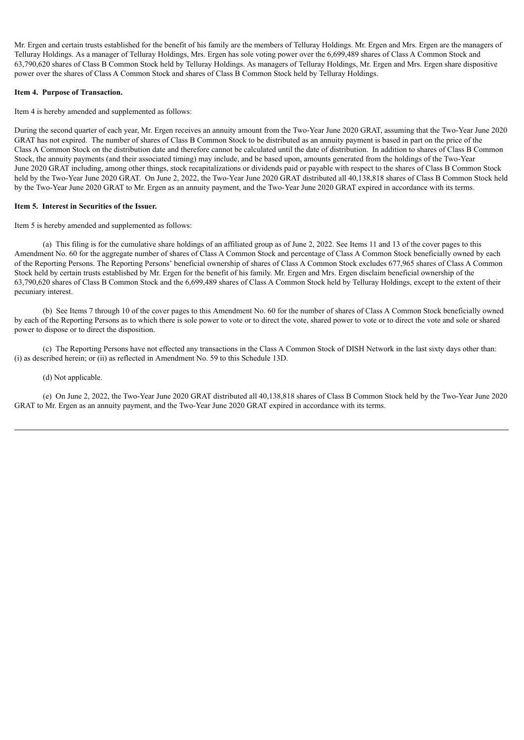Mr. Ergen and certain trusts established for the benefit of his family are the members of Telluray Holdings. Mr. Ergen and Mrs. Ergen are the managers of Telluray Holdings. As a manager of Telluray Holdings, Mrs. Ergen has sole voting power over the 6,699,489 shares of Class A Common Stock and 63,790,620 shares of Class B Common Stock held by Telluray Holdings. As managers of Telluray Holdings, Mr. Ergen and Mrs. Ergen share dispositive power over the shares of Class A Common Stock and shares of Class B Common Stock held by Telluray Holdings.

**Item 4. Purpose of Transaction.**

Item 4 is hereby amended and supplemented as follows:

During the second quarter of each year, Mr. Ergen receives an annuity amount from the Two-Year June 2020 GRAT, assuming that the Two-Year June 2020 GRAT has not expired. The number of shares of Class B Common Stock to be distributed as an annuity payment is based in part on the price of the Class A Common Stock on the distribution date and therefore cannot be calculated until the date of distribution. In addition to shares of Class B Common Stock, the annuity payments (and their associated timing) may include, and be based upon, amounts generated from the holdings of the Two-Year June 2020 GRAT including, among other things, stock recapitalizations or dividends paid or payable with respect to the shares of Class B Common Stock held by the Two-Year June 2020 GRAT. On June 2, 2022, the Two-Year June 2020 GRAT distributed all 40,138,818 shares of Class B Common Stock held by the Two-Year June 2020 GRAT to Mr. Ergen as an annuity payment, and the Two-Year June 2020 GRAT expired in accordance with its terms.

**Item 5. Interest in Securities of the Issuer.**

Item 5 is hereby amended and supplemented as follows:

(a) This filing is for the cumulative share holdings of an affiliated group as of June 2, 2022. See Items 11 and 13 of the cover pages to this Amendment No. 60 for the aggregate number of shares of Class A Common Stock and percentage of Class A Common Stock beneficially owned by each of the Reporting Persons. The Reporting Persons' beneficial ownership of shares of Class A Common Stock excludes 677,965 shares of Class A Common Stock held by certain trusts established by Mr. Ergen for the benefit of his family. Mr. Ergen and Mrs. Ergen disclaim beneficial ownership of the 63,790,620 shares of Class B Common Stock and the 6,699,489 shares of Class A Common Stock held by Telluray Holdings, except to the extent of their pecuniary interest.

(b) See Items 7 through 10 of the cover pages to this Amendment No. 60 for the number of shares of Class A Common Stock beneficially owned by each of the Reporting Persons as to which there is sole power to vote or to direct the vote, shared power to vote or to direct the vote and sole or shared power to dispose or to direct the disposition.

(c) The Reporting Persons have not effected any transactions in the Class A Common Stock of DISH Network in the last sixty days other than: (i) as described herein; or (ii) as reflected in Amendment No. 59 to this Schedule 13D.

(d) Not applicable.

(e) On June 2, 2022, the Two-Year June 2020 GRAT distributed all 40,138,818 shares of Class B Common Stock held by the Two-Year June 2020 GRAT to Mr. Ergen as an annuity payment, and the Two-Year June 2020 GRAT expired in accordance with its terms.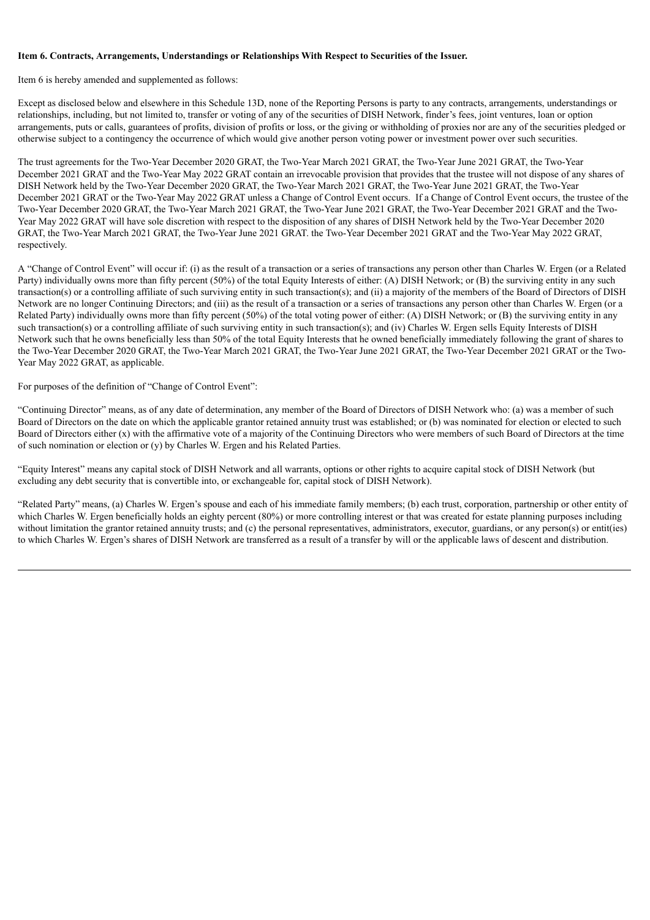**Item 6. Contracts, Arrangements, Understandings or Relationships With Respect to Securities of the Issuer.**

Item 6 is hereby amended and supplemented as follows:

Except as disclosed below and elsewhere in this Schedule 13D, none of the Reporting Persons is party to any contracts, arrangements, understandings or relationships, including, but not limited to, transfer or voting of any of the securities of DISH Network, finder's fees, joint ventures, loan or option arrangements, puts or calls, guarantees of profits, division of profits or loss, or the giving or withholding of proxies nor are any of the securities pledged or otherwise subject to a contingency the occurrence of which would give another person voting power or investment power over such securities.

The trust agreements for the Two-Year December 2020 GRAT, the Two-Year March 2021 GRAT, the Two-Year June 2021 GRAT, the Two-Year December 2021 GRAT and the Two-Year May 2022 GRAT contain an irrevocable provision that provides that the trustee will not dispose of any shares of DISH Network held by the Two-Year December 2020 GRAT, the Two-Year March 2021 GRAT, the Two-Year June 2021 GRAT, the Two-Year December 2021 GRAT or the Two-Year May 2022 GRAT unless a Change of Control Event occurs. If a Change of Control Event occurs, the trustee of the Two-Year December 2020 GRAT, the Two-Year March 2021 GRAT, the Two-Year June 2021 GRAT, the Two-Year December 2021 GRAT and the Two-Year May 2022 GRAT will have sole discretion with respect to the disposition of any shares of DISH Network held by the Two-Year December 2020 GRAT, the Two-Year March 2021 GRAT, the Two-Year June 2021 GRAT. the Two-Year December 2021 GRAT and the Two-Year May 2022 GRAT, respectively.

A "Change of Control Event" will occur if: (i) as the result of a transaction or a series of transactions any person other than Charles W. Ergen (or a Related Party) individually owns more than fifty percent (50%) of the total Equity Interests of either: (A) DISH Network; or (B) the surviving entity in any such transaction(s) or a controlling affiliate of such surviving entity in such transaction(s); and (ii) a majority of the members of the Board of Directors of DISH Network are no longer Continuing Directors; and (iii) as the result of a transaction or a series of transactions any person other than Charles W. Ergen (or a Related Party) individually owns more than fifty percent (50%) of the total voting power of either: (A) DISH Network; or (B) the surviving entity in any such transaction(s) or a controlling affiliate of such surviving entity in such transaction(s); and (iv) Charles W. Ergen sells Equity Interests of DISH Network such that he owns beneficially less than 50% of the total Equity Interests that he owned beneficially immediately following the grant of shares to the Two-Year December 2020 GRAT, the Two-Year March 2021 GRAT, the Two-Year June 2021 GRAT, the Two-Year December 2021 GRAT or the Two-Year May 2022 GRAT, as applicable.

For purposes of the definition of "Change of Control Event":

"Continuing Director" means, as of any date of determination, any member of the Board of Directors of DISH Network who: (a) was a member of such Board of Directors on the date on which the applicable grantor retained annuity trust was established; or (b) was nominated for election or elected to such Board of Directors either (x) with the affirmative vote of a majority of the Continuing Directors who were members of such Board of Directors at the time of such nomination or election or (y) by Charles W. Ergen and his Related Parties.

"Equity Interest" means any capital stock of DISH Network and all warrants, options or other rights to acquire capital stock of DISH Network (but excluding any debt security that is convertible into, or exchangeable for, capital stock of DISH Network).

"Related Party" means, (a) Charles W. Ergen's spouse and each of his immediate family members; (b) each trust, corporation, partnership or other entity of which Charles W. Ergen beneficially holds an eighty percent (80%) or more controlling interest or that was created for estate planning purposes including without limitation the grantor retained annuity trusts; and (c) the personal representatives, administrators, executor, guardians, or any person(s) or entit(ies) to which Charles W. Ergen's shares of DISH Network are transferred as a result of a transfer by will or the applicable laws of descent and distribution.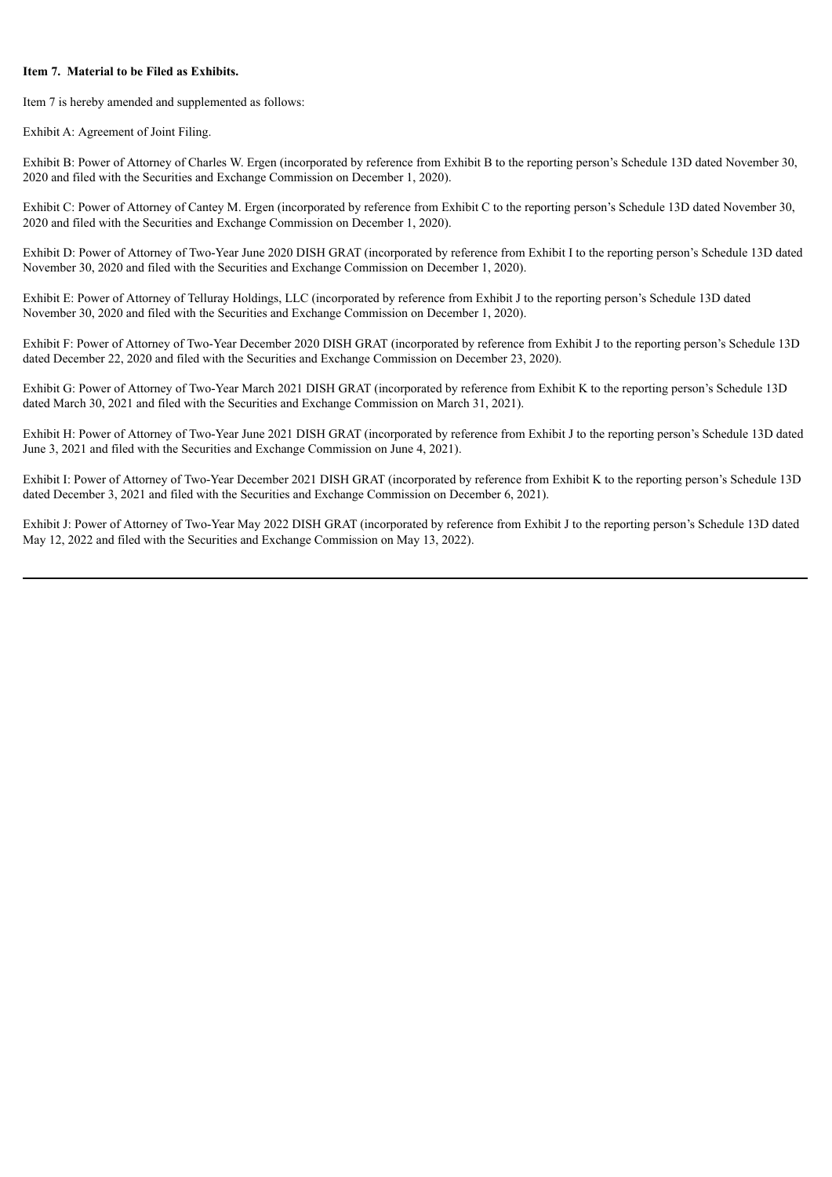**Item 7. Material to be Filed as Exhibits.**

Item 7 is hereby amended and supplemented as follows:

Exhibit A: Agreement of Joint Filing.

Exhibit B: Power of Attorney of Charles W. Ergen (incorporated by reference from Exhibit B to the reporting person's Schedule 13D dated November 30, 2020 and filed with the Securities and Exchange Commission on December 1, 2020).

Exhibit C: Power of Attorney of Cantey M. Ergen (incorporated by reference from Exhibit C to the reporting person's Schedule 13D dated November 30, 2020 and filed with the Securities and Exchange Commission on December 1, 2020).

Exhibit D: Power of Attorney of Two-Year June 2020 DISH GRAT (incorporated by reference from Exhibit I to the reporting person's Schedule 13D dated November 30, 2020 and filed with the Securities and Exchange Commission on December 1, 2020).

Exhibit E: Power of Attorney of Telluray Holdings, LLC (incorporated by reference from Exhibit J to the reporting person's Schedule 13D dated November 30, 2020 and filed with the Securities and Exchange Commission on December 1, 2020).

Exhibit F: Power of Attorney of Two-Year December 2020 DISH GRAT (incorporated by reference from Exhibit J to the reporting person's Schedule 13D dated December 22, 2020 and filed with the Securities and Exchange Commission on December 23, 2020).

Exhibit G: Power of Attorney of Two-Year March 2021 DISH GRAT (incorporated by reference from Exhibit K to the reporting person's Schedule 13D dated March 30, 2021 and filed with the Securities and Exchange Commission on March 31, 2021).

Exhibit H: Power of Attorney of Two-Year June 2021 DISH GRAT (incorporated by reference from Exhibit J to the reporting person's Schedule 13D dated June 3, 2021 and filed with the Securities and Exchange Commission on June 4, 2021).

Exhibit I: Power of Attorney of Two-Year December 2021 DISH GRAT (incorporated by reference from Exhibit K to the reporting person's Schedule 13D dated December 3, 2021 and filed with the Securities and Exchange Commission on December 6, 2021).

Exhibit J: Power of Attorney of Two-Year May 2022 DISH GRAT (incorporated by reference from Exhibit J to the reporting person's Schedule 13D dated May 12, 2022 and filed with the Securities and Exchange Commission on May 13, 2022).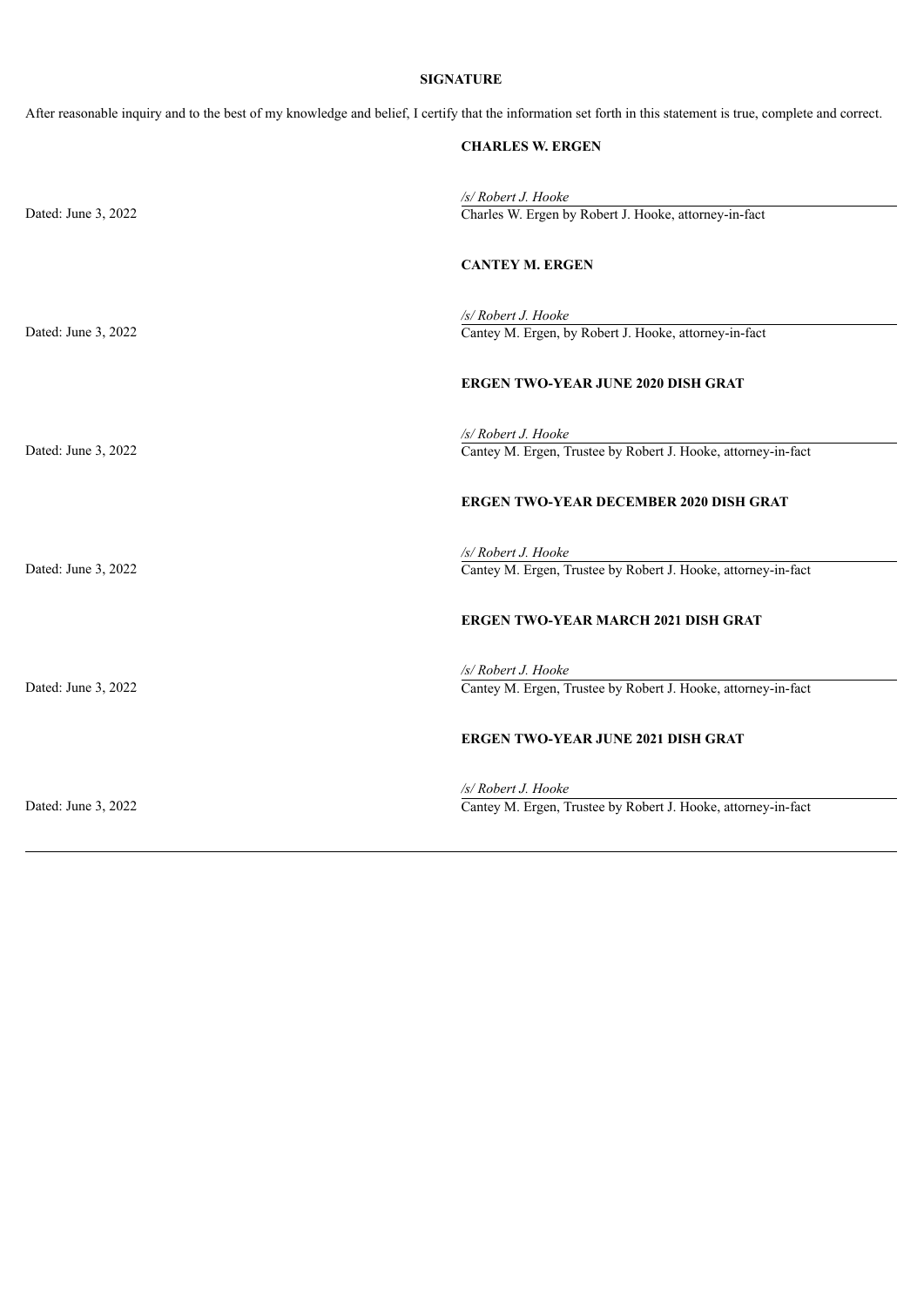**SIGNATURE**

After reasonable inquiry and to the best of my knowledge and belief, I certify that the information set forth in this statement is true, complete and correct.

**CHARLES W. ERGEN**

Dated: June 3, 2022

*/s/ Robert J. Hooke*
Charles W. Ergen by Robert J. Hooke, attorney-in-fact

**CANTEY M. ERGEN**

Dated: June 3, 2022

*/s/ Robert J. Hooke*
Cantey M. Ergen, by Robert J. Hooke, attorney-in-fact

**ERGEN TWO-YEAR JUNE 2020 DISH GRAT**

Dated: June 3, 2022

*/s/ Robert J. Hooke*
Cantey M. Ergen, Trustee by Robert J. Hooke, attorney-in-fact

**ERGEN TWO-YEAR DECEMBER 2020 DISH GRAT**

Dated: June 3, 2022

*/s/ Robert J. Hooke*
Cantey M. Ergen, Trustee by Robert J. Hooke, attorney-in-fact

**ERGEN TWO-YEAR MARCH 2021 DISH GRAT**

Dated: June 3, 2022

*/s/ Robert J. Hooke*
Cantey M. Ergen, Trustee by Robert J. Hooke, attorney-in-fact

**ERGEN TWO-YEAR JUNE 2021 DISH GRAT**

Dated: June 3, 2022

*/s/ Robert J. Hooke*
Cantey M. Ergen, Trustee by Robert J. Hooke, attorney-in-fact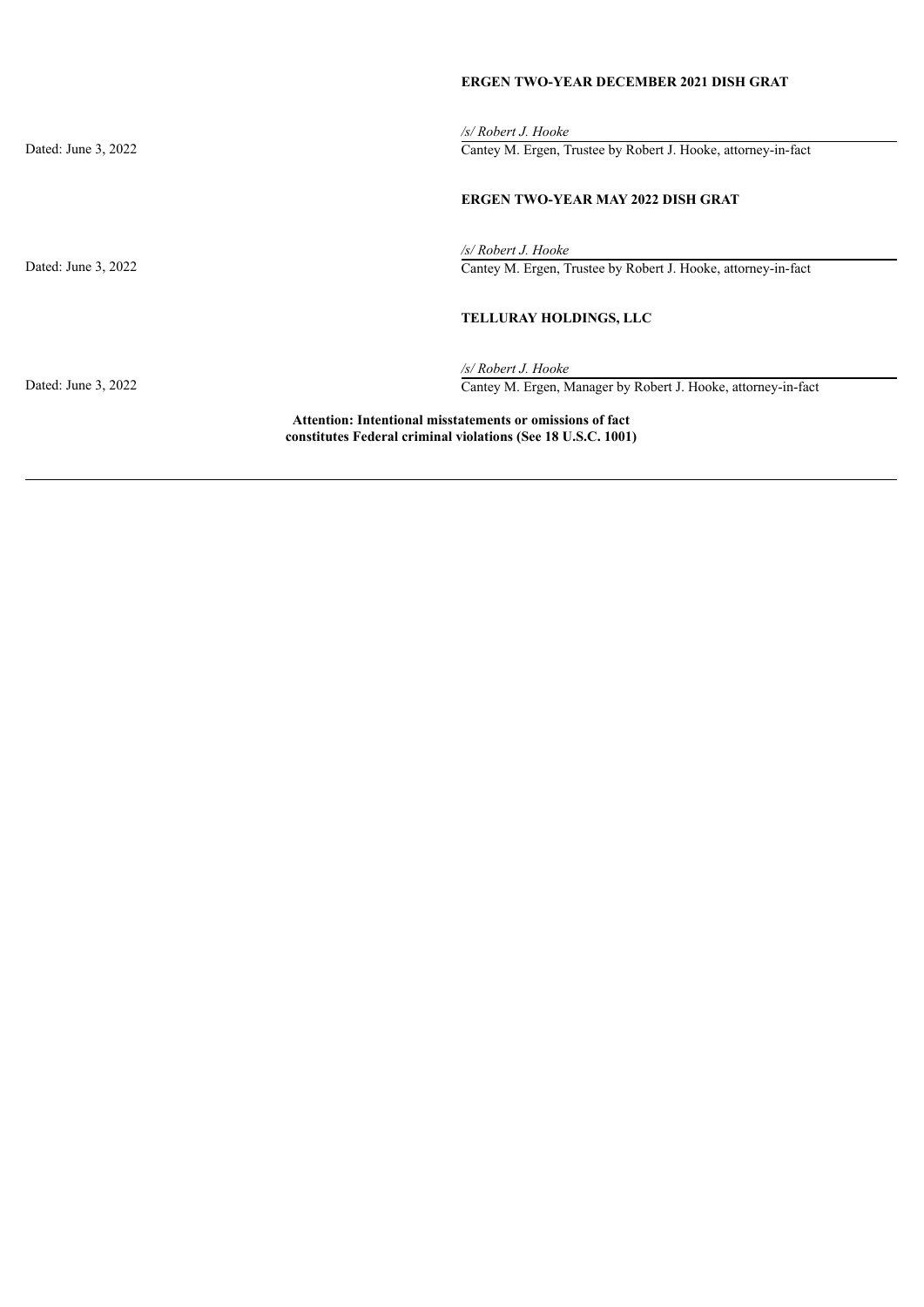**ERGEN TWO-YEAR DECEMBER 2021 DISH GRAT**

Dated: June 3, 2022

*/s/ Robert J. Hooke*
Cantey M. Ergen, Trustee by Robert J. Hooke, attorney-in-fact

**ERGEN TWO-YEAR MAY 2022 DISH GRAT**

Dated: June 3, 2022

*/s/ Robert J. Hooke*
Cantey M. Ergen, Trustee by Robert J. Hooke, attorney-in-fact

**TELLURAY HOLDINGS, LLC**

Dated: June 3, 2022

*/s/ Robert J. Hooke*
Cantey M. Ergen, Manager by Robert J. Hooke, attorney-in-fact

**Attention: Intentional misstatements or omissions of fact constitutes Federal criminal violations (See 18 U.S.C. 1001)**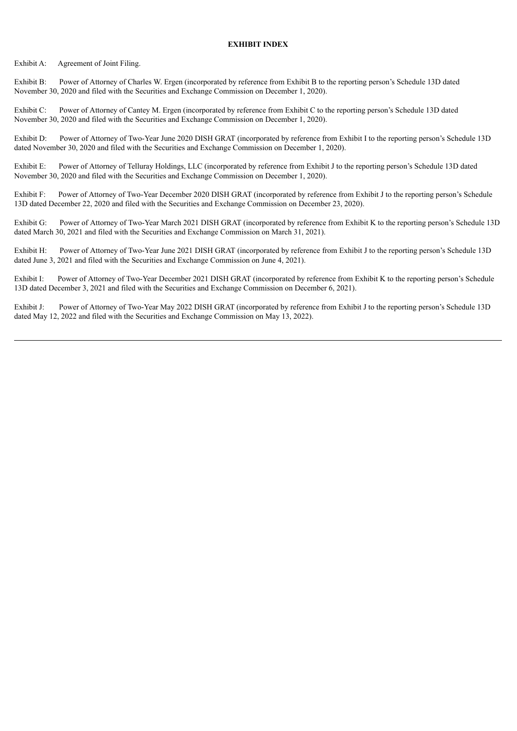**EXHIBIT INDEX**

Exhibit A: Agreement of Joint Filing.

Exhibit B: Power of Attorney of Charles W. Ergen (incorporated by reference from Exhibit B to the reporting person's Schedule 13D dated November 30, 2020 and filed with the Securities and Exchange Commission on December 1, 2020).

Exhibit C: Power of Attorney of Cantey M. Ergen (incorporated by reference from Exhibit C to the reporting person's Schedule 13D dated November 30, 2020 and filed with the Securities and Exchange Commission on December 1, 2020).

Exhibit D: Power of Attorney of Two-Year June 2020 DISH GRAT (incorporated by reference from Exhibit I to the reporting person's Schedule 13D dated November 30, 2020 and filed with the Securities and Exchange Commission on December 1, 2020).

Exhibit E: Power of Attorney of Telluray Holdings, LLC (incorporated by reference from Exhibit J to the reporting person's Schedule 13D dated November 30, 2020 and filed with the Securities and Exchange Commission on December 1, 2020).

Exhibit F: Power of Attorney of Two-Year December 2020 DISH GRAT (incorporated by reference from Exhibit J to the reporting person's Schedule 13D dated December 22, 2020 and filed with the Securities and Exchange Commission on December 23, 2020).

Exhibit G: Power of Attorney of Two-Year March 2021 DISH GRAT (incorporated by reference from Exhibit K to the reporting person's Schedule 13D dated March 30, 2021 and filed with the Securities and Exchange Commission on March 31, 2021).

Exhibit H: Power of Attorney of Two-Year June 2021 DISH GRAT (incorporated by reference from Exhibit J to the reporting person's Schedule 13D dated June 3, 2021 and filed with the Securities and Exchange Commission on June 4, 2021).

Exhibit I: Power of Attorney of Two-Year December 2021 DISH GRAT (incorporated by reference from Exhibit K to the reporting person's Schedule 13D dated December 3, 2021 and filed with the Securities and Exchange Commission on December 6, 2021).

Exhibit J: Power of Attorney of Two-Year May 2022 DISH GRAT (incorporated by reference from Exhibit J to the reporting person's Schedule 13D dated May 12, 2022 and filed with the Securities and Exchange Commission on May 13, 2022).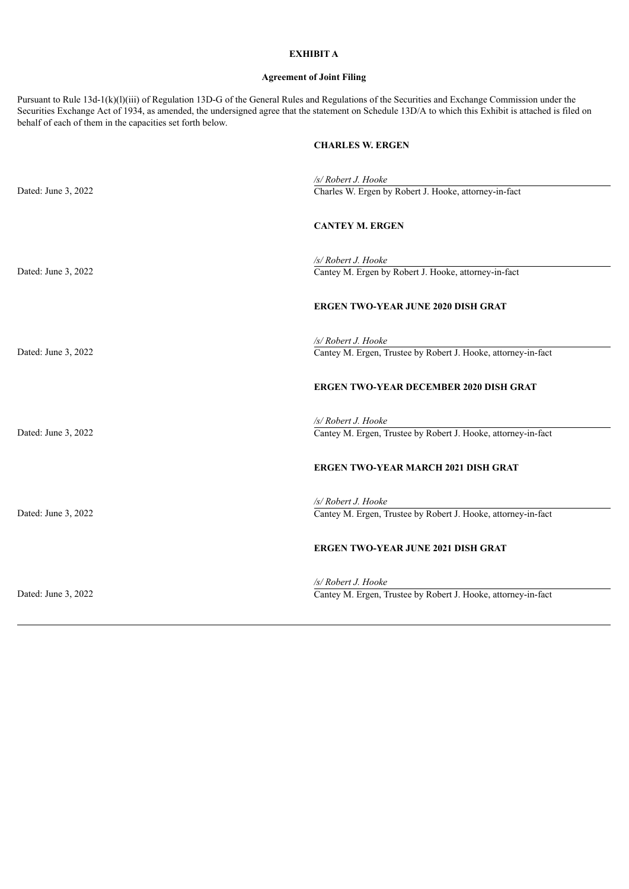**EXHIBIT A**

**Agreement of Joint Filing**

Pursuant to Rule 13d-1(k)(l)(iii) of Regulation 13D-G of the General Rules and Regulations of the Securities and Exchange Commission under the Securities Exchange Act of 1934, as amended, the undersigned agree that the statement on Schedule 13D/A to which this Exhibit is attached is filed on behalf of each of them in the capacities set forth below.

**CHARLES W. ERGEN**

Dated: June 3, 2022

*/s/ Robert J. Hooke*
Charles W. Ergen by Robert J. Hooke, attorney-in-fact

**CANTEY M. ERGEN**

Dated: June 3, 2022

*/s/ Robert J. Hooke*
Cantey M. Ergen by Robert J. Hooke, attorney-in-fact

**ERGEN TWO-YEAR JUNE 2020 DISH GRAT**

Dated: June 3, 2022

*/s/ Robert J. Hooke*
Cantey M. Ergen, Trustee by Robert J. Hooke, attorney-in-fact

**ERGEN TWO-YEAR DECEMBER 2020 DISH GRAT**

Dated: June 3, 2022

*/s/ Robert J. Hooke*
Cantey M. Ergen, Trustee by Robert J. Hooke, attorney-in-fact

**ERGEN TWO-YEAR MARCH 2021 DISH GRAT**

Dated: June 3, 2022

*/s/ Robert J. Hooke*
Cantey M. Ergen, Trustee by Robert J. Hooke, attorney-in-fact

**ERGEN TWO-YEAR JUNE 2021 DISH GRAT**

Dated: June 3, 2022

*/s/ Robert J. Hooke*
Cantey M. Ergen, Trustee by Robert J. Hooke, attorney-in-fact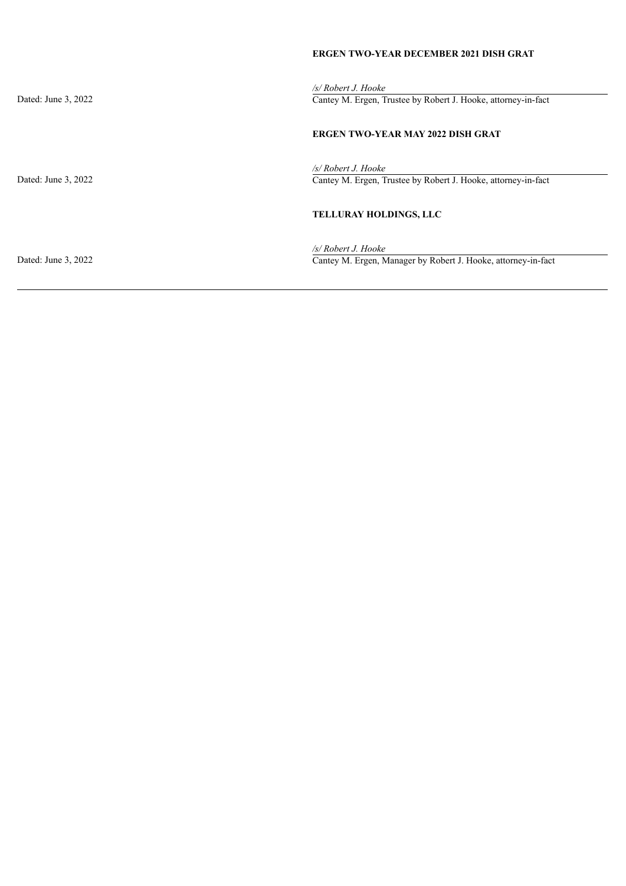**ERGEN TWO-YEAR DECEMBER 2021 DISH GRAT**

Dated: June 3, 2022

*/s/ Robert J. Hooke*
Cantey M. Ergen, Trustee by Robert J. Hooke, attorney-in-fact

**ERGEN TWO-YEAR MAY 2022 DISH GRAT**

Dated: June 3, 2022

*/s/ Robert J. Hooke*
Cantey M. Ergen, Trustee by Robert J. Hooke, attorney-in-fact

**TELLURAY HOLDINGS, LLC**

Dated: June 3, 2022

*/s/ Robert J. Hooke*
Cantey M. Ergen, Manager by Robert J. Hooke, attorney-in-fact